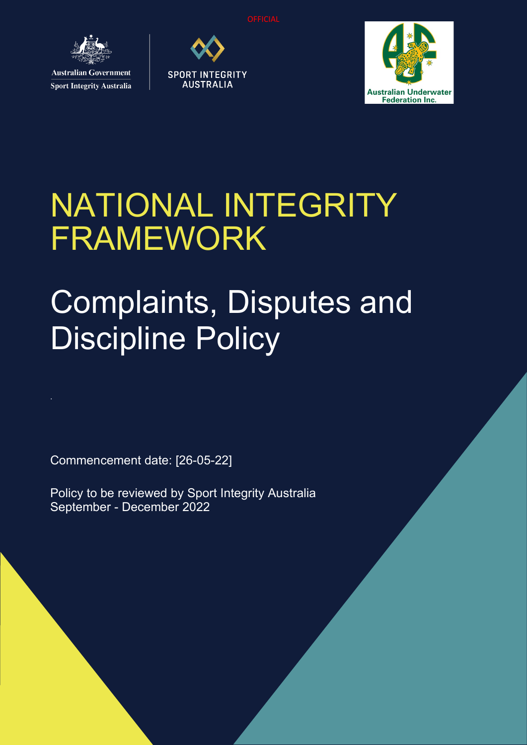OFFICIAL

Australian Government
Sport Integrity Australia

SPORT INTEGRITY AUSTRALIA

Australian Underwater Federation Inc.

# NATIONAL INTEGRITY FRAMEWORK

## Complaints, Disputes and Discipline Policy

Commencement date: [26-05-22]

Policy to be reviewed by Sport Integrity Australia September - December 2022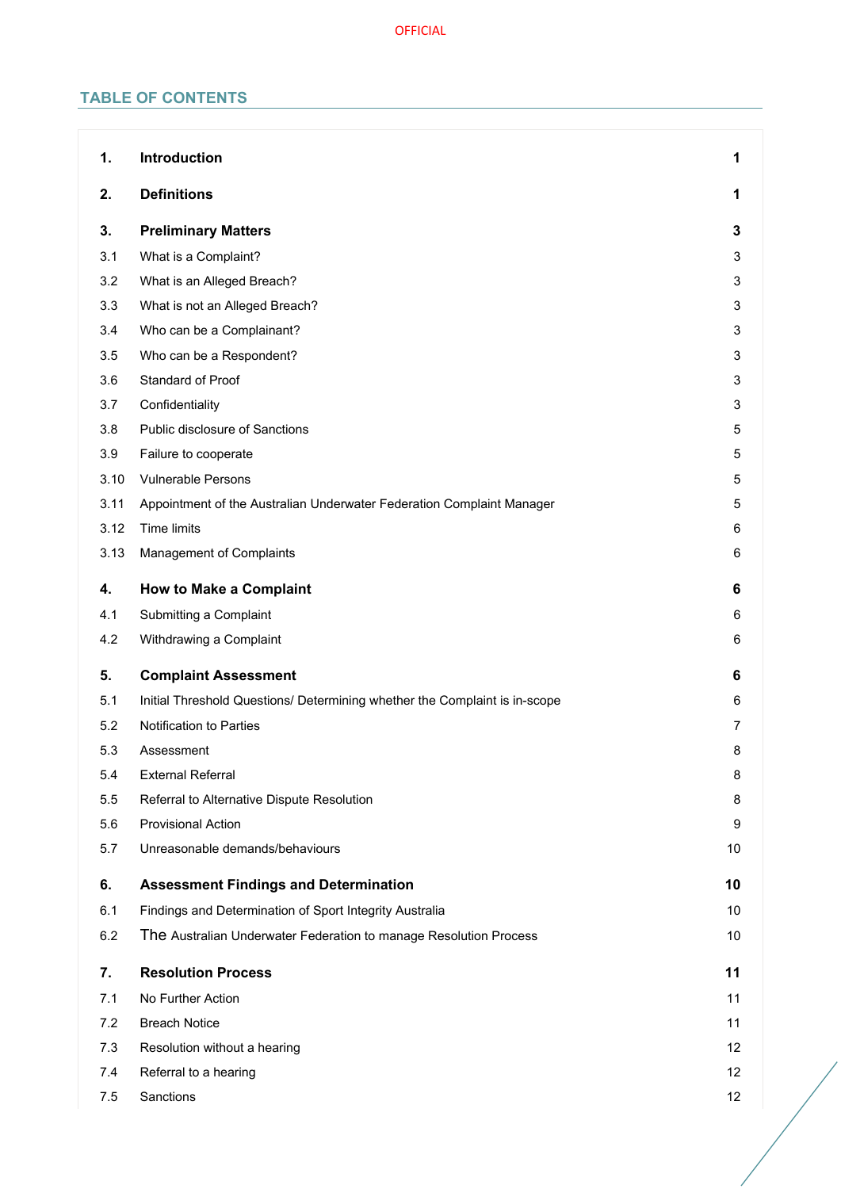## TABLE OF CONTENTS

| | | |
|---|---|---|
| **1.** | **Introduction** | **1** |
| **2.** | **Definitions** | **1** |
| **3.** | **Preliminary Matters** | **3** |
| 3.1 | What is a Complaint? | 3 |
| 3.2 | What is an Alleged Breach? | 3 |
| 3.3 | What is not an Alleged Breach? | 3 |
| 3.4 | Who can be a Complainant? | 3 |
| 3.5 | Who can be a Respondent? | 3 |
| 3.6 | Standard of Proof | 3 |
| 3.7 | Confidentiality | 3 |
| 3.8 | Public disclosure of Sanctions | 5 |
| 3.9 | Failure to cooperate | 5 |
| 3.10 | Vulnerable Persons | 5 |
| 3.11 | Appointment of the Australian Underwater Federation Complaint Manager | 5 |
| 3.12 | Time limits | 6 |
| 3.13 | Management of Complaints | 6 |
| **4.** | **How to Make a Complaint** | **6** |
| 4.1 | Submitting a Complaint | 6 |
| 4.2 | Withdrawing a Complaint | 6 |
| **5.** | **Complaint Assessment** | **6** |
| 5.1 | Initial Threshold Questions/ Determining whether the Complaint is in-scope | 6 |
| 5.2 | Notification to Parties | 7 |
| 5.3 | Assessment | 8 |
| 5.4 | External Referral | 8 |
| 5.5 | Referral to Alternative Dispute Resolution | 8 |
| 5.6 | Provisional Action | 9 |
| 5.7 | Unreasonable demands/behaviours | 10 |
| **6.** | **Assessment Findings and Determination** | **10** |
| 6.1 | Findings and Determination of Sport Integrity Australia | 10 |
| 6.2 | The Australian Underwater Federation to manage Resolution Process | 10 |
| **7.** | **Resolution Process** | **11** |
| 7.1 | No Further Action | 11 |
| 7.2 | Breach Notice | 11 |
| 7.3 | Resolution without a hearing | 12 |
| 7.4 | Referral to a hearing | 12 |
| 7.5 | Sanctions | 12 |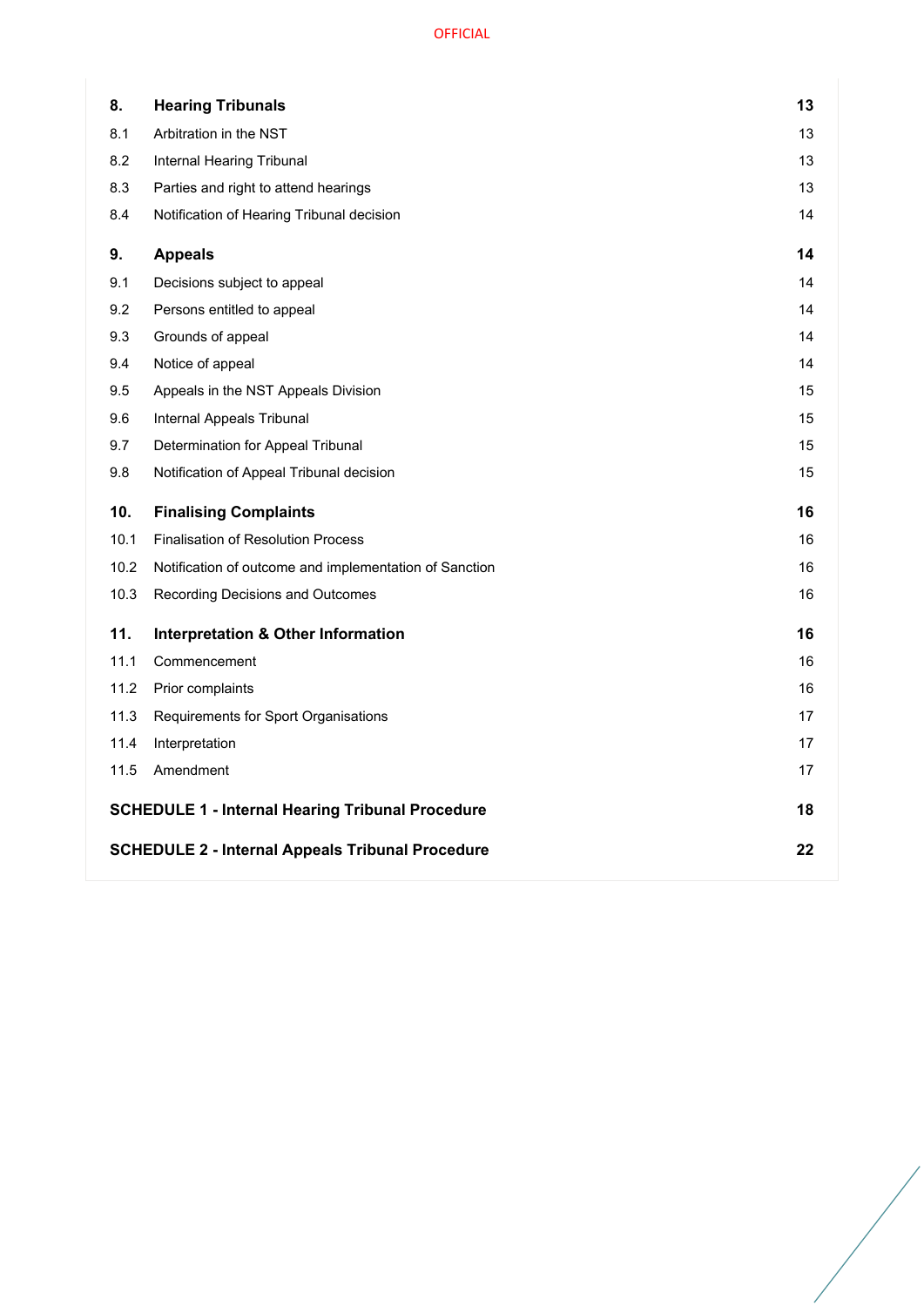| | | |
|---|---|---|
| **8.** | **Hearing Tribunals** | **13** |
| 8.1 | Arbitration in the NST | 13 |
| 8.2 | Internal Hearing Tribunal | 13 |
| 8.3 | Parties and right to attend hearings | 13 |
| 8.4 | Notification of Hearing Tribunal decision | 14 |
| **9.** | **Appeals** | **14** |
| 9.1 | Decisions subject to appeal | 14 |
| 9.2 | Persons entitled to appeal | 14 |
| 9.3 | Grounds of appeal | 14 |
| 9.4 | Notice of appeal | 14 |
| 9.5 | Appeals in the NST Appeals Division | 15 |
| 9.6 | Internal Appeals Tribunal | 15 |
| 9.7 | Determination for Appeal Tribunal | 15 |
| 9.8 | Notification of Appeal Tribunal decision | 15 |
| **10.** | **Finalising Complaints** | **16** |
| 10.1 | Finalisation of Resolution Process | 16 |
| 10.2 | Notification of outcome and implementation of Sanction | 16 |
| 10.3 | Recording Decisions and Outcomes | 16 |
| **11.** | **Interpretation & Other Information** | **16** |
| 11.1 | Commencement | 16 |
| 11.2 | Prior complaints | 16 |
| 11.3 | Requirements for Sport Organisations | 17 |
| 11.4 | Interpretation | 17 |
| 11.5 | Amendment | 17 |
| **SCHEDULE 1 - Internal Hearing Tribunal Procedure** | | **18** |
| **SCHEDULE 2 - Internal Appeals Tribunal Procedure** | | **22** |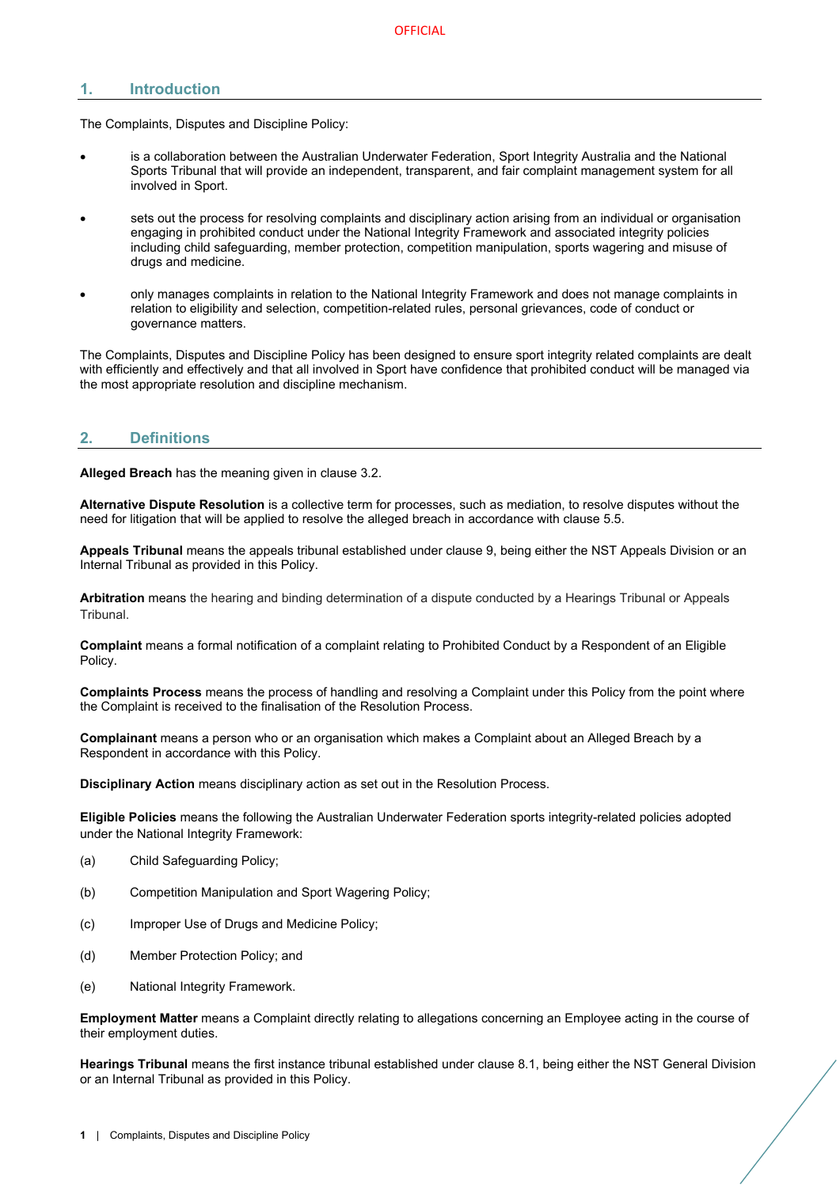## 1. Introduction

The Complaints, Disputes and Discipline Policy:

- is a collaboration between the Australian Underwater Federation, Sport Integrity Australia and the National Sports Tribunal that will provide an independent, transparent, and fair complaint management system for all involved in Sport.

- sets out the process for resolving complaints and disciplinary action arising from an individual or organisation engaging in prohibited conduct under the National Integrity Framework and associated integrity policies including child safeguarding, member protection, competition manipulation, sports wagering and misuse of drugs and medicine.

- only manages complaints in relation to the National Integrity Framework and does not manage complaints in relation to eligibility and selection, competition-related rules, personal grievances, code of conduct or governance matters.

The Complaints, Disputes and Discipline Policy has been designed to ensure sport integrity related complaints are dealt with efficiently and effectively and that all involved in Sport have confidence that prohibited conduct will be managed via the most appropriate resolution and discipline mechanism.

## 2. Definitions

**Alleged Breach** has the meaning given in clause 3.2.

**Alternative Dispute Resolution** is a collective term for processes, such as mediation, to resolve disputes without the need for litigation that will be applied to resolve the alleged breach in accordance with clause 5.5.

**Appeals Tribunal** means the appeals tribunal established under clause 9, being either the NST Appeals Division or an Internal Tribunal as provided in this Policy.

**Arbitration** means the hearing and binding determination of a dispute conducted by a Hearings Tribunal or Appeals Tribunal.

**Complaint** means a formal notification of a complaint relating to Prohibited Conduct by a Respondent of an Eligible Policy.

**Complaints Process** means the process of handling and resolving a Complaint under this Policy from the point where the Complaint is received to the finalisation of the Resolution Process.

**Complainant** means a person who or an organisation which makes a Complaint about an Alleged Breach by a Respondent in accordance with this Policy.

**Disciplinary Action** means disciplinary action as set out in the Resolution Process.

**Eligible Policies** means the following the Australian Underwater Federation sports integrity-related policies adopted under the National Integrity Framework:

(a) Child Safeguarding Policy;

(b) Competition Manipulation and Sport Wagering Policy;

(c) Improper Use of Drugs and Medicine Policy;

(d) Member Protection Policy; and

(e) National Integrity Framework.

**Employment Matter** means a Complaint directly relating to allegations concerning an Employee acting in the course of their employment duties.

**Hearings Tribunal** means the first instance tribunal established under clause 8.1, being either the NST General Division or an Internal Tribunal as provided in this Policy.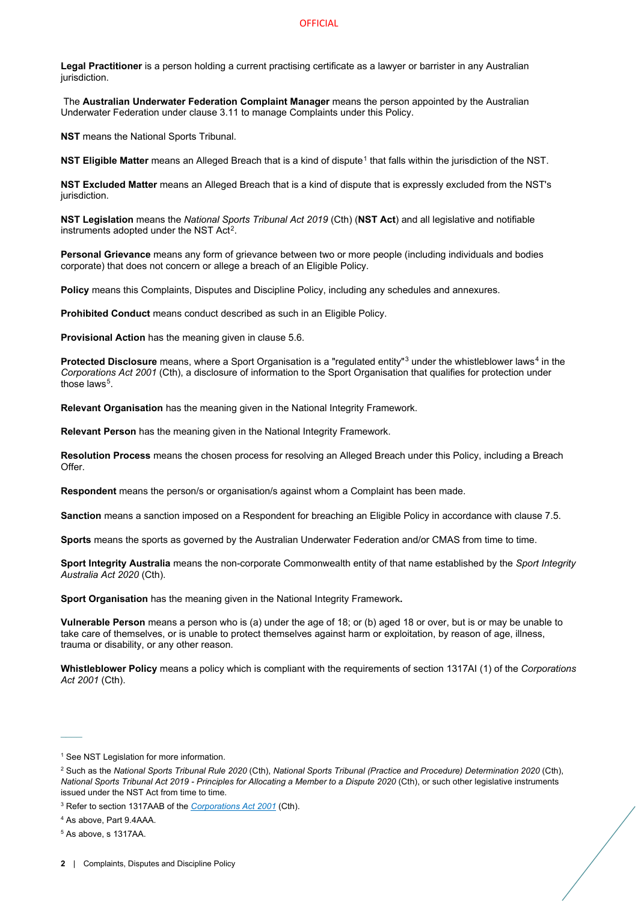**Legal Practitioner** is a person holding a current practising certificate as a lawyer or barrister in any Australian jurisdiction.

The **Australian Underwater Federation Complaint Manager** means the person appointed by the Australian Underwater Federation under clause 3.11 to manage Complaints under this Policy.

**NST** means the National Sports Tribunal.

**NST Eligible Matter** means an Alleged Breach that is a kind of dispute[1] that falls within the jurisdiction of the NST.

**NST Excluded Matter** means an Alleged Breach that is a kind of dispute that is expressly excluded from the NST's jurisdiction.

**NST Legislation** means the *National Sports Tribunal Act 2019* (Cth) (**NST Act**) and all legislative and notifiable instruments adopted under the NST Act[2].

**Personal Grievance** means any form of grievance between two or more people (including individuals and bodies corporate) that does not concern or allege a breach of an Eligible Policy.

**Policy** means this Complaints, Disputes and Discipline Policy, including any schedules and annexures.

**Prohibited Conduct** means conduct described as such in an Eligible Policy.

**Provisional Action** has the meaning given in clause 5.6.

**Protected Disclosure** means, where a Sport Organisation is a "regulated entity"[3] under the whistleblower laws[4] in the *Corporations Act 2001* (Cth), a disclosure of information to the Sport Organisation that qualifies for protection under those laws[5].

**Relevant Organisation** has the meaning given in the National Integrity Framework.

**Relevant Person** has the meaning given in the National Integrity Framework.

**Resolution Process** means the chosen process for resolving an Alleged Breach under this Policy, including a Breach Offer.

**Respondent** means the person/s or organisation/s against whom a Complaint has been made.

**Sanction** means a sanction imposed on a Respondent for breaching an Eligible Policy in accordance with clause 7.5.

**Sports** means the sports as governed by the Australian Underwater Federation and/or CMAS from time to time.

**Sport Integrity Australia** means the non-corporate Commonwealth entity of that name established by the *Sport Integrity Australia Act 2020* (Cth).

**Sport Organisation** has the meaning given in the National Integrity Framework**.**

**Vulnerable Person** means a person who is (a) under the age of 18; or (b) aged 18 or over, but is or may be unable to take care of themselves, or is unable to protect themselves against harm or exploitation, by reason of age, illness, trauma or disability, or any other reason.

**Whistleblower Policy** means a policy which is compliant with the requirements of section 1317AI (1) of the *Corporations Act 2001* (Cth).

---

[1] See NST Legislation for more information.

[2] Such as the *National Sports Tribunal Rule 2020* (Cth), *National Sports Tribunal (Practice and Procedure) Determination 2020* (Cth), *National Sports Tribunal Act 2019 - Principles for Allocating a Member to a Dispute 2020* (Cth), or such other legislative instruments issued under the NST Act from time to time.

[3] Refer to section 1317AAB of the *Corporations Act 2001* (Cth).

[4] As above, Part 9.4AAA.

[5] As above, s 1317AA.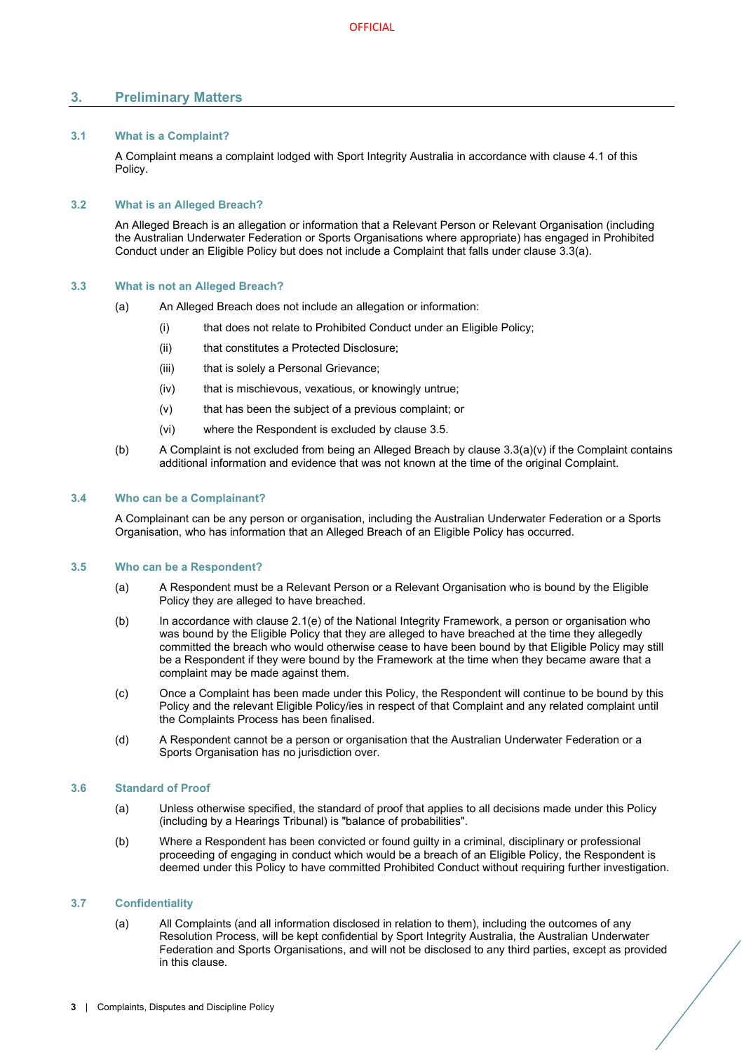## 3. Preliminary Matters

### 3.1 What is a Complaint?

A Complaint means a complaint lodged with Sport Integrity Australia in accordance with clause 4.1 of this Policy.

### 3.2 What is an Alleged Breach?

An Alleged Breach is an allegation or information that a Relevant Person or Relevant Organisation (including the Australian Underwater Federation or Sports Organisations where appropriate) has engaged in Prohibited Conduct under an Eligible Policy but does not include a Complaint that falls under clause 3.3(a).

### 3.3 What is not an Alleged Breach?

(a) An Alleged Breach does not include an allegation or information:

- (i) that does not relate to Prohibited Conduct under an Eligible Policy;
- (ii) that constitutes a Protected Disclosure;
- (iii) that is solely a Personal Grievance;
- (iv) that is mischievous, vexatious, or knowingly untrue;
- (v) that has been the subject of a previous complaint; or
- (vi) where the Respondent is excluded by clause 3.5.

(b) A Complaint is not excluded from being an Alleged Breach by clause 3.3(a)(v) if the Complaint contains additional information and evidence that was not known at the time of the original Complaint.

### 3.4 Who can be a Complainant?

A Complainant can be any person or organisation, including the Australian Underwater Federation or a Sports Organisation, who has information that an Alleged Breach of an Eligible Policy has occurred.

### 3.5 Who can be a Respondent?

(a) A Respondent must be a Relevant Person or a Relevant Organisation who is bound by the Eligible Policy they are alleged to have breached.

(b) In accordance with clause 2.1(e) of the National Integrity Framework, a person or organisation who was bound by the Eligible Policy that they are alleged to have breached at the time they allegedly committed the breach who would otherwise cease to have been bound by that Eligible Policy may still be a Respondent if they were bound by the Framework at the time when they became aware that a complaint may be made against them.

(c) Once a Complaint has been made under this Policy, the Respondent will continue to be bound by this Policy and the relevant Eligible Policy/ies in respect of that Complaint and any related complaint until the Complaints Process has been finalised.

(d) A Respondent cannot be a person or organisation that the Australian Underwater Federation or a Sports Organisation has no jurisdiction over.

### 3.6 Standard of Proof

(a) Unless otherwise specified, the standard of proof that applies to all decisions made under this Policy (including by a Hearings Tribunal) is "balance of probabilities".

(b) Where a Respondent has been convicted or found guilty in a criminal, disciplinary or professional proceeding of engaging in conduct which would be a breach of an Eligible Policy, the Respondent is deemed under this Policy to have committed Prohibited Conduct without requiring further investigation.

### 3.7 Confidentiality

(a) All Complaints (and all information disclosed in relation to them), including the outcomes of any Resolution Process, will be kept confidential by Sport Integrity Australia, the Australian Underwater Federation and Sports Organisations, and will not be disclosed to any third parties, except as provided in this clause.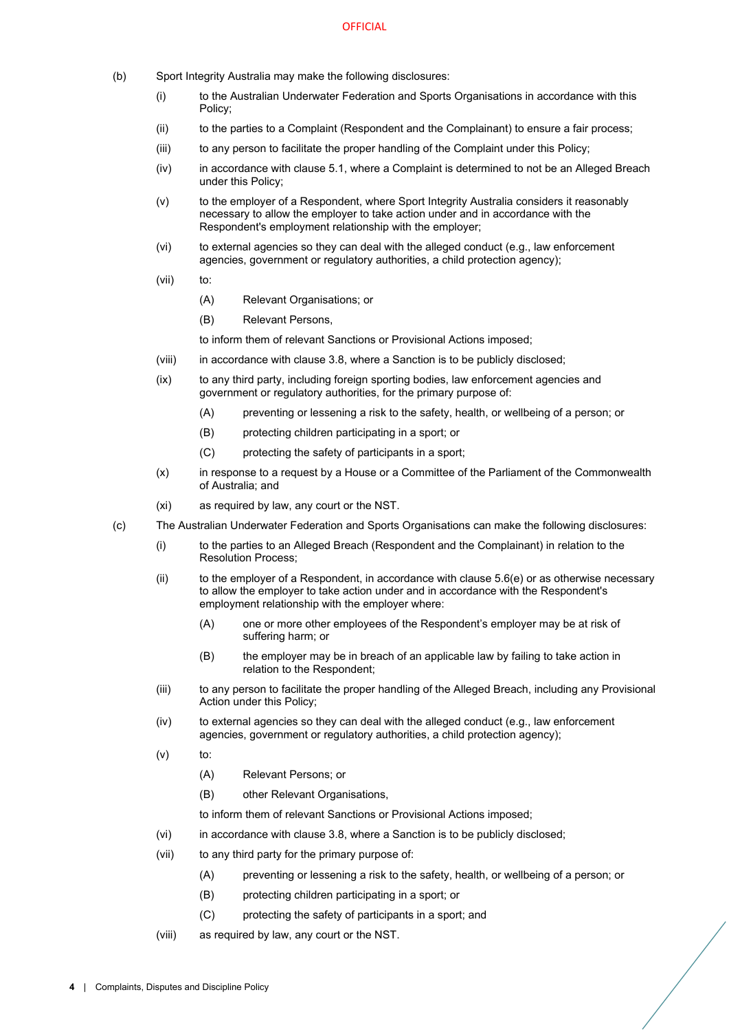(b) Sport Integrity Australia may make the following disclosures:

(i) to the Australian Underwater Federation and Sports Organisations in accordance with this Policy;

(ii) to the parties to a Complaint (Respondent and the Complainant) to ensure a fair process;

(iii) to any person to facilitate the proper handling of the Complaint under this Policy;

(iv) in accordance with clause 5.1, where a Complaint is determined to not be an Alleged Breach under this Policy;

(v) to the employer of a Respondent, where Sport Integrity Australia considers it reasonably necessary to allow the employer to take action under and in accordance with the Respondent's employment relationship with the employer;

(vi) to external agencies so they can deal with the alleged conduct (e.g., law enforcement agencies, government or regulatory authorities, a child protection agency);

(vii) to:

(A) Relevant Organisations; or

(B) Relevant Persons,

to inform them of relevant Sanctions or Provisional Actions imposed;

(viii) in accordance with clause 3.8, where a Sanction is to be publicly disclosed;

(ix) to any third party, including foreign sporting bodies, law enforcement agencies and government or regulatory authorities, for the primary purpose of:

(A) preventing or lessening a risk to the safety, health, or wellbeing of a person; or

(B) protecting children participating in a sport; or

(C) protecting the safety of participants in a sport;

(x) in response to a request by a House or a Committee of the Parliament of the Commonwealth of Australia; and

(xi) as required by law, any court or the NST.

(c) The Australian Underwater Federation and Sports Organisations can make the following disclosures:

(i) to the parties to an Alleged Breach (Respondent and the Complainant) in relation to the Resolution Process;

(ii) to the employer of a Respondent, in accordance with clause 5.6(e) or as otherwise necessary to allow the employer to take action under and in accordance with the Respondent's employment relationship with the employer where:

(A) one or more other employees of the Respondent's employer may be at risk of suffering harm; or

(B) the employer may be in breach of an applicable law by failing to take action in relation to the Respondent;

(iii) to any person to facilitate the proper handling of the Alleged Breach, including any Provisional Action under this Policy;

(iv) to external agencies so they can deal with the alleged conduct (e.g., law enforcement agencies, government or regulatory authorities, a child protection agency);

(v) to:

(A) Relevant Persons; or

(B) other Relevant Organisations,

to inform them of relevant Sanctions or Provisional Actions imposed;

(vi) in accordance with clause 3.8, where a Sanction is to be publicly disclosed;

(vii) to any third party for the primary purpose of:

(A) preventing or lessening a risk to the safety, health, or wellbeing of a person; or

(B) protecting children participating in a sport; or

(C) protecting the safety of participants in a sport; and

(viii) as required by law, any court or the NST.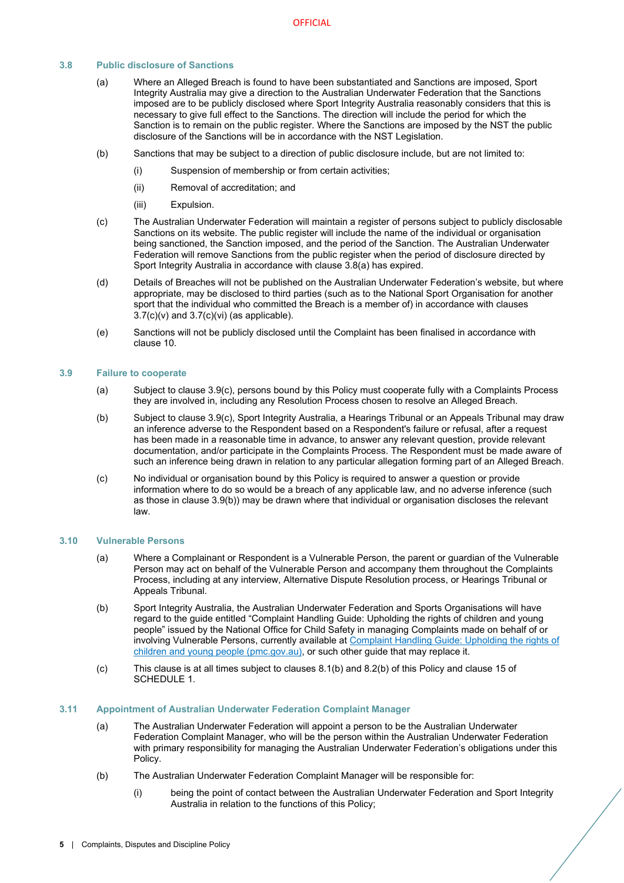### 3.8 Public disclosure of Sanctions

(a) Where an Alleged Breach is found to have been substantiated and Sanctions are imposed, Sport Integrity Australia may give a direction to the Australian Underwater Federation that the Sanctions imposed are to be publicly disclosed where Sport Integrity Australia reasonably considers that this is necessary to give full effect to the Sanctions. The direction will include the period for which the Sanction is to remain on the public register. Where the Sanctions are imposed by the NST the public disclosure of the Sanctions will be in accordance with the NST Legislation.

(b) Sanctions that may be subject to a direction of public disclosure include, but are not limited to:

(i) Suspension of membership or from certain activities;

(ii) Removal of accreditation; and

(iii) Expulsion.

(c) The Australian Underwater Federation will maintain a register of persons subject to publicly disclosable Sanctions on its website. The public register will include the name of the individual or organisation being sanctioned, the Sanction imposed, and the period of the Sanction. The Australian Underwater Federation will remove Sanctions from the public register when the period of disclosure directed by Sport Integrity Australia in accordance with clause 3.8(a) has expired.

(d) Details of Breaches will not be published on the Australian Underwater Federation's website, but where appropriate, may be disclosed to third parties (such as to the National Sport Organisation for another sport that the individual who committed the Breach is a member of) in accordance with clauses 3.7(c)(v) and 3.7(c)(vi) (as applicable).

(e) Sanctions will not be publicly disclosed until the Complaint has been finalised in accordance with clause 10.

### 3.9 Failure to cooperate

(a) Subject to clause 3.9(c), persons bound by this Policy must cooperate fully with a Complaints Process they are involved in, including any Resolution Process chosen to resolve an Alleged Breach.

(b) Subject to clause 3.9(c), Sport Integrity Australia, a Hearings Tribunal or an Appeals Tribunal may draw an inference adverse to the Respondent based on a Respondent's failure or refusal, after a request has been made in a reasonable time in advance, to answer any relevant question, provide relevant documentation, and/or participate in the Complaints Process. The Respondent must be made aware of such an inference being drawn in relation to any particular allegation forming part of an Alleged Breach.

(c) No individual or organisation bound by this Policy is required to answer a question or provide information where to do so would be a breach of any applicable law, and no adverse inference (such as those in clause 3.9(b)) may be drawn where that individual or organisation discloses the relevant law.

### 3.10 Vulnerable Persons

(a) Where a Complainant or Respondent is a Vulnerable Person, the parent or guardian of the Vulnerable Person may act on behalf of the Vulnerable Person and accompany them throughout the Complaints Process, including at any interview, Alternative Dispute Resolution process, or Hearings Tribunal or Appeals Tribunal.

(b) Sport Integrity Australia, the Australian Underwater Federation and Sports Organisations will have regard to the guide entitled "Complaint Handling Guide: Upholding the rights of children and young people" issued by the National Office for Child Safety in managing Complaints made on behalf of or involving Vulnerable Persons, currently available at [Complaint Handling Guide: Upholding the rights of children and young people (pmc.gov.au)](), or such other guide that may replace it.

(c) This clause is at all times subject to clauses 8.1(b) and 8.2(b) of this Policy and clause 15 of SCHEDULE 1.

### 3.11 Appointment of Australian Underwater Federation Complaint Manager

(a) The Australian Underwater Federation will appoint a person to be the Australian Underwater Federation Complaint Manager, who will be the person within the Australian Underwater Federation with primary responsibility for managing the Australian Underwater Federation's obligations under this Policy.

(b) The Australian Underwater Federation Complaint Manager will be responsible for:

(i) being the point of contact between the Australian Underwater Federation and Sport Integrity Australia in relation to the functions of this Policy;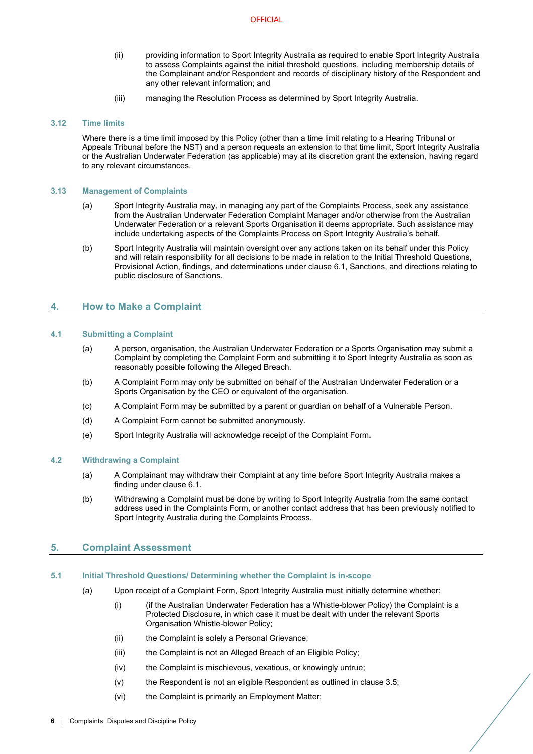(ii) providing information to Sport Integrity Australia as required to enable Sport Integrity Australia to assess Complaints against the initial threshold questions, including membership details of the Complainant and/or Respondent and records of disciplinary history of the Respondent and any other relevant information; and

(iii) managing the Resolution Process as determined by Sport Integrity Australia.

### 3.12 Time limits

Where there is a time limit imposed by this Policy (other than a time limit relating to a Hearing Tribunal or Appeals Tribunal before the NST) and a person requests an extension to that time limit, Sport Integrity Australia or the Australian Underwater Federation (as applicable) may at its discretion grant the extension, having regard to any relevant circumstances.

### 3.13 Management of Complaints

(a) Sport Integrity Australia may, in managing any part of the Complaints Process, seek any assistance from the Australian Underwater Federation Complaint Manager and/or otherwise from the Australian Underwater Federation or a relevant Sports Organisation it deems appropriate. Such assistance may include undertaking aspects of the Complaints Process on Sport Integrity Australia's behalf.

(b) Sport Integrity Australia will maintain oversight over any actions taken on its behalf under this Policy and will retain responsibility for all decisions to be made in relation to the Initial Threshold Questions, Provisional Action, findings, and determinations under clause 6.1, Sanctions, and directions relating to public disclosure of Sanctions.

## 4. How to Make a Complaint

### 4.1 Submitting a Complaint

(a) A person, organisation, the Australian Underwater Federation or a Sports Organisation may submit a Complaint by completing the Complaint Form and submitting it to Sport Integrity Australia as soon as reasonably possible following the Alleged Breach.

(b) A Complaint Form may only be submitted on behalf of the Australian Underwater Federation or a Sports Organisation by the CEO or equivalent of the organisation.

(c) A Complaint Form may be submitted by a parent or guardian on behalf of a Vulnerable Person.

(d) A Complaint Form cannot be submitted anonymously.

(e) Sport Integrity Australia will acknowledge receipt of the Complaint Form**.**

### 4.2 Withdrawing a Complaint

(a) A Complainant may withdraw their Complaint at any time before Sport Integrity Australia makes a finding under clause 6.1.

(b) Withdrawing a Complaint must be done by writing to Sport Integrity Australia from the same contact address used in the Complaints Form, or another contact address that has been previously notified to Sport Integrity Australia during the Complaints Process.

## 5. Complaint Assessment

### 5.1 Initial Threshold Questions/ Determining whether the Complaint is in-scope

(a) Upon receipt of a Complaint Form, Sport Integrity Australia must initially determine whether:

(i) (if the Australian Underwater Federation has a Whistle-blower Policy) the Complaint is a Protected Disclosure, in which case it must be dealt with under the relevant Sports Organisation Whistle-blower Policy;

(ii) the Complaint is solely a Personal Grievance;

(iii) the Complaint is not an Alleged Breach of an Eligible Policy;

(iv) the Complaint is mischievous, vexatious, or knowingly untrue;

(v) the Respondent is not an eligible Respondent as outlined in clause 3.5;

(vi) the Complaint is primarily an Employment Matter;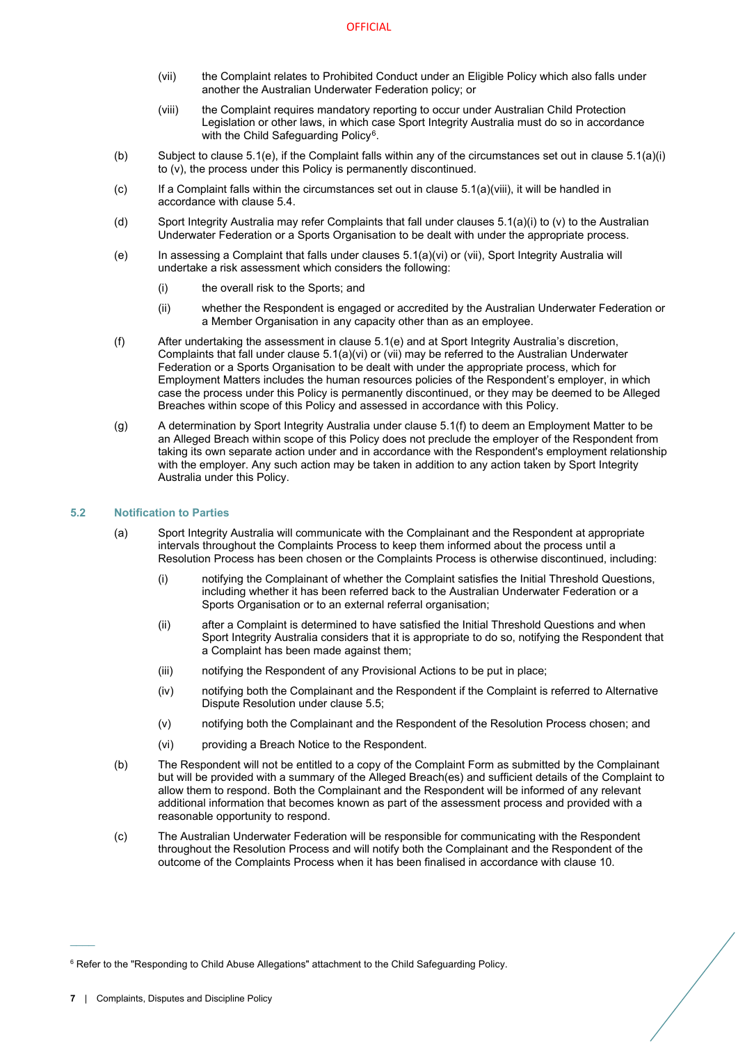(vii) the Complaint relates to Prohibited Conduct under an Eligible Policy which also falls under another the Australian Underwater Federation policy; or

(viii) the Complaint requires mandatory reporting to occur under Australian Child Protection Legislation or other laws, in which case Sport Integrity Australia must do so in accordance with the Child Safeguarding Policy[6].

(b) Subject to clause 5.1(e), if the Complaint falls within any of the circumstances set out in clause 5.1(a)(i) to (v), the process under this Policy is permanently discontinued.

(c) If a Complaint falls within the circumstances set out in clause 5.1(a)(viii), it will be handled in accordance with clause 5.4.

(d) Sport Integrity Australia may refer Complaints that fall under clauses 5.1(a)(i) to (v) to the Australian Underwater Federation or a Sports Organisation to be dealt with under the appropriate process.

(e) In assessing a Complaint that falls under clauses 5.1(a)(vi) or (vii), Sport Integrity Australia will undertake a risk assessment which considers the following:

(i) the overall risk to the Sports; and

(ii) whether the Respondent is engaged or accredited by the Australian Underwater Federation or a Member Organisation in any capacity other than as an employee.

(f) After undertaking the assessment in clause 5.1(e) and at Sport Integrity Australia's discretion, Complaints that fall under clause 5.1(a)(vi) or (vii) may be referred to the Australian Underwater Federation or a Sports Organisation to be dealt with under the appropriate process, which for Employment Matters includes the human resources policies of the Respondent's employer, in which case the process under this Policy is permanently discontinued, or they may be deemed to be Alleged Breaches within scope of this Policy and assessed in accordance with this Policy.

(g) A determination by Sport Integrity Australia under clause 5.1(f) to deem an Employment Matter to be an Alleged Breach within scope of this Policy does not preclude the employer of the Respondent from taking its own separate action under and in accordance with the Respondent's employment relationship with the employer. Any such action may be taken in addition to any action taken by Sport Integrity Australia under this Policy.

### 5.2 Notification to Parties

(a) Sport Integrity Australia will communicate with the Complainant and the Respondent at appropriate intervals throughout the Complaints Process to keep them informed about the process until a Resolution Process has been chosen or the Complaints Process is otherwise discontinued, including:

(i) notifying the Complainant of whether the Complaint satisfies the Initial Threshold Questions, including whether it has been referred back to the Australian Underwater Federation or a Sports Organisation or to an external referral organisation;

(ii) after a Complaint is determined to have satisfied the Initial Threshold Questions and when Sport Integrity Australia considers that it is appropriate to do so, notifying the Respondent that a Complaint has been made against them;

(iii) notifying the Respondent of any Provisional Actions to be put in place;

(iv) notifying both the Complainant and the Respondent if the Complaint is referred to Alternative Dispute Resolution under clause 5.5;

(v) notifying both the Complainant and the Respondent of the Resolution Process chosen; and

(vi) providing a Breach Notice to the Respondent.

(b) The Respondent will not be entitled to a copy of the Complaint Form as submitted by the Complainant but will be provided with a summary of the Alleged Breach(es) and sufficient details of the Complaint to allow them to respond. Both the Complainant and the Respondent will be informed of any relevant additional information that becomes known as part of the assessment process and provided with a reasonable opportunity to respond.

(c) The Australian Underwater Federation will be responsible for communicating with the Respondent throughout the Resolution Process and will notify both the Complainant and the Respondent of the outcome of the Complaints Process when it has been finalised in accordance with clause 10.

[6] Refer to the "Responding to Child Abuse Allegations" attachment to the Child Safeguarding Policy.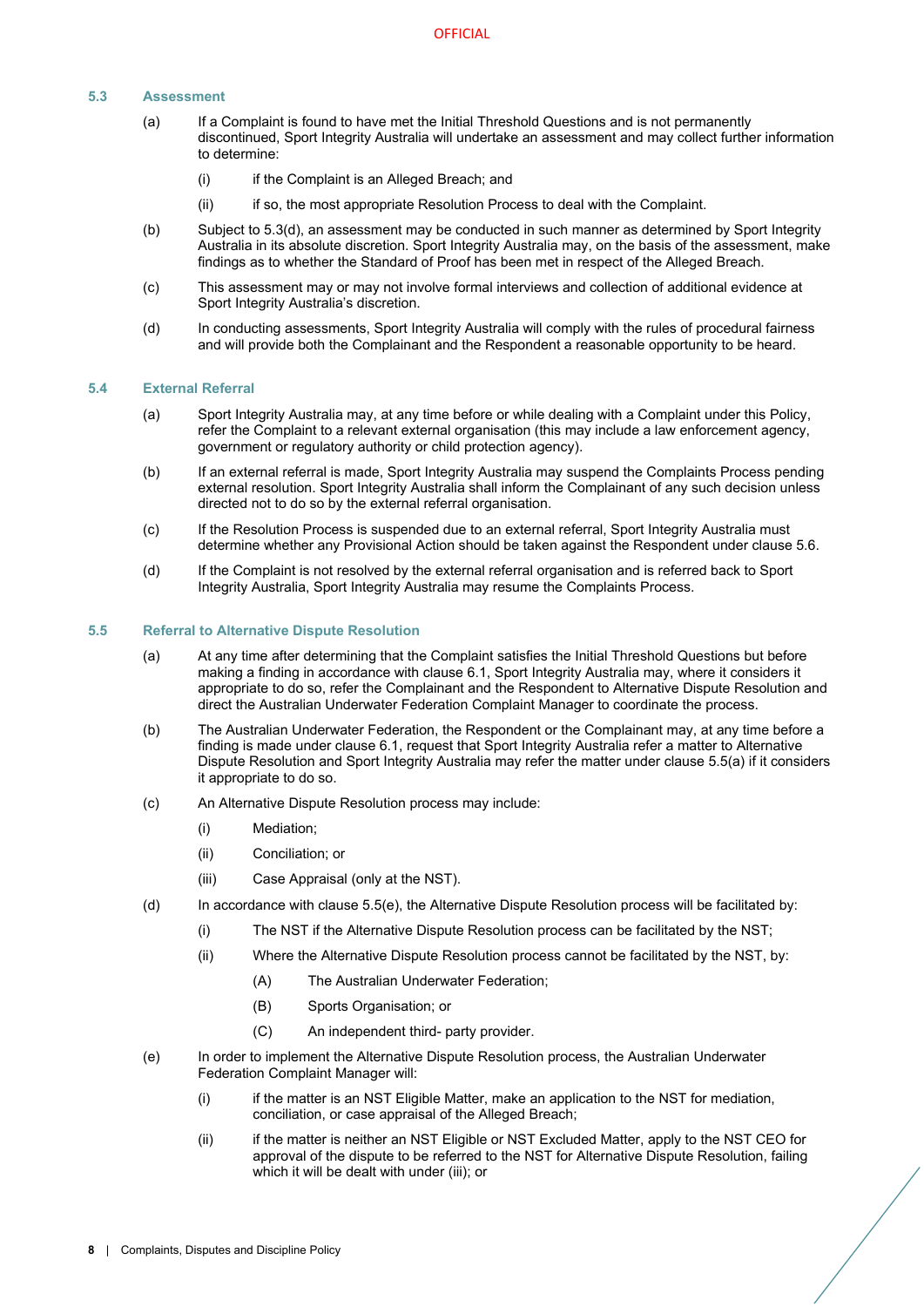### 5.3 Assessment

(a) If a Complaint is found to have met the Initial Threshold Questions and is not permanently discontinued, Sport Integrity Australia will undertake an assessment and may collect further information to determine:

(i) if the Complaint is an Alleged Breach; and

(ii) if so, the most appropriate Resolution Process to deal with the Complaint.

(b) Subject to 5.3(d), an assessment may be conducted in such manner as determined by Sport Integrity Australia in its absolute discretion. Sport Integrity Australia may, on the basis of the assessment, make findings as to whether the Standard of Proof has been met in respect of the Alleged Breach.

(c) This assessment may or may not involve formal interviews and collection of additional evidence at Sport Integrity Australia's discretion.

(d) In conducting assessments, Sport Integrity Australia will comply with the rules of procedural fairness and will provide both the Complainant and the Respondent a reasonable opportunity to be heard.

### 5.4 External Referral

(a) Sport Integrity Australia may, at any time before or while dealing with a Complaint under this Policy, refer the Complaint to a relevant external organisation (this may include a law enforcement agency, government or regulatory authority or child protection agency).

(b) If an external referral is made, Sport Integrity Australia may suspend the Complaints Process pending external resolution. Sport Integrity Australia shall inform the Complainant of any such decision unless directed not to do so by the external referral organisation.

(c) If the Resolution Process is suspended due to an external referral, Sport Integrity Australia must determine whether any Provisional Action should be taken against the Respondent under clause 5.6.

(d) If the Complaint is not resolved by the external referral organisation and is referred back to Sport Integrity Australia, Sport Integrity Australia may resume the Complaints Process.

### 5.5 Referral to Alternative Dispute Resolution

(a) At any time after determining that the Complaint satisfies the Initial Threshold Questions but before making a finding in accordance with clause 6.1, Sport Integrity Australia may, where it considers it appropriate to do so, refer the Complainant and the Respondent to Alternative Dispute Resolution and direct the Australian Underwater Federation Complaint Manager to coordinate the process.

(b) The Australian Underwater Federation, the Respondent or the Complainant may, at any time before a finding is made under clause 6.1, request that Sport Integrity Australia refer a matter to Alternative Dispute Resolution and Sport Integrity Australia may refer the matter under clause 5.5(a) if it considers it appropriate to do so.

(c) An Alternative Dispute Resolution process may include:

(i) Mediation;

(ii) Conciliation; or

(iii) Case Appraisal (only at the NST).

(d) In accordance with clause 5.5(e), the Alternative Dispute Resolution process will be facilitated by:

(i) The NST if the Alternative Dispute Resolution process can be facilitated by the NST;

(ii) Where the Alternative Dispute Resolution process cannot be facilitated by the NST, by:

(A) The Australian Underwater Federation;

(B) Sports Organisation; or

(C) An independent third- party provider.

(e) In order to implement the Alternative Dispute Resolution process, the Australian Underwater Federation Complaint Manager will:

(i) if the matter is an NST Eligible Matter, make an application to the NST for mediation, conciliation, or case appraisal of the Alleged Breach;

(ii) if the matter is neither an NST Eligible or NST Excluded Matter, apply to the NST CEO for approval of the dispute to be referred to the NST for Alternative Dispute Resolution, failing which it will be dealt with under (iii); or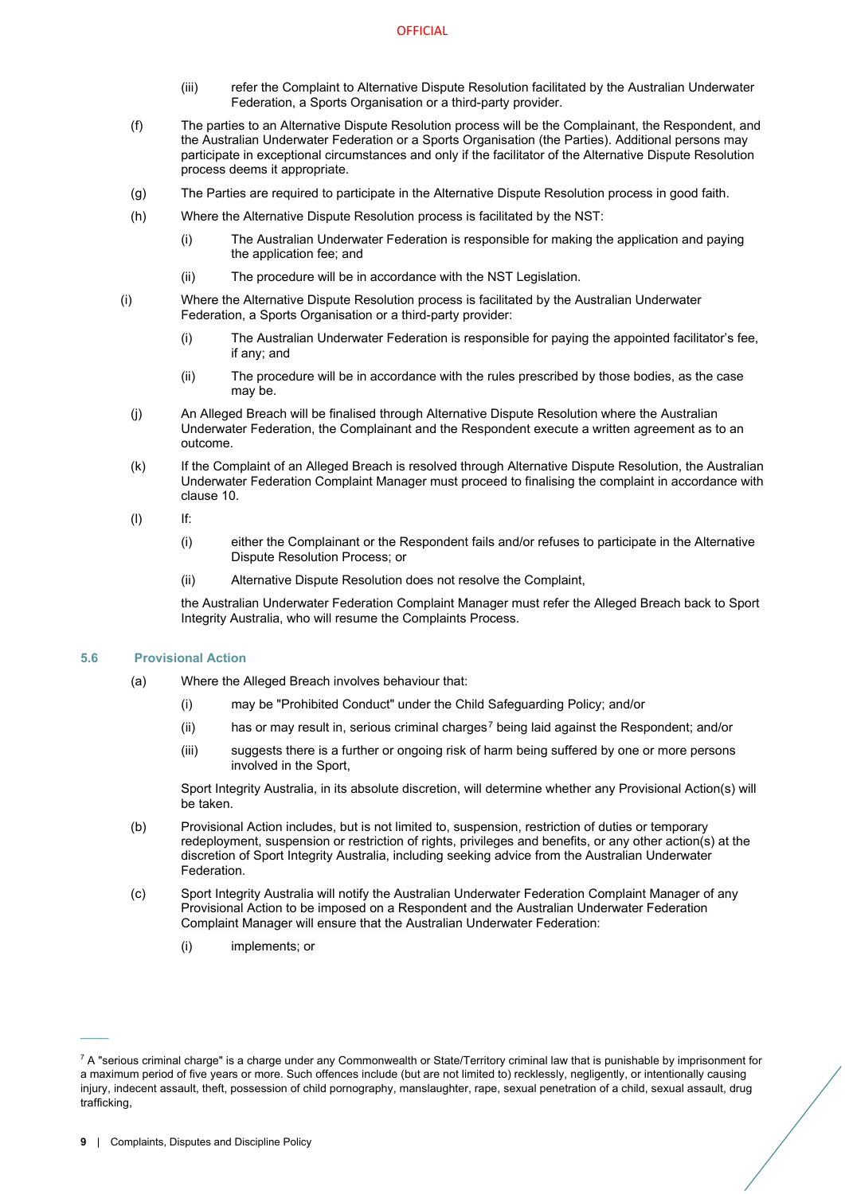(iii) refer the Complaint to Alternative Dispute Resolution facilitated by the Australian Underwater Federation, a Sports Organisation or a third-party provider.

(f) The parties to an Alternative Dispute Resolution process will be the Complainant, the Respondent, and the Australian Underwater Federation or a Sports Organisation (the Parties). Additional persons may participate in exceptional circumstances and only if the facilitator of the Alternative Dispute Resolution process deems it appropriate.

(g) The Parties are required to participate in the Alternative Dispute Resolution process in good faith.

(h) Where the Alternative Dispute Resolution process is facilitated by the NST:

(i) The Australian Underwater Federation is responsible for making the application and paying the application fee; and

(ii) The procedure will be in accordance with the NST Legislation.

(i) Where the Alternative Dispute Resolution process is facilitated by the Australian Underwater Federation, a Sports Organisation or a third-party provider:

(i) The Australian Underwater Federation is responsible for paying the appointed facilitator's fee, if any; and

(ii) The procedure will be in accordance with the rules prescribed by those bodies, as the case may be.

(j) An Alleged Breach will be finalised through Alternative Dispute Resolution where the Australian Underwater Federation, the Complainant and the Respondent execute a written agreement as to an outcome.

(k) If the Complaint of an Alleged Breach is resolved through Alternative Dispute Resolution, the Australian Underwater Federation Complaint Manager must proceed to finalising the complaint in accordance with clause 10.

(l) If:

(i) either the Complainant or the Respondent fails and/or refuses to participate in the Alternative Dispute Resolution Process; or

(ii) Alternative Dispute Resolution does not resolve the Complaint,

the Australian Underwater Federation Complaint Manager must refer the Alleged Breach back to Sport Integrity Australia, who will resume the Complaints Process.

### 5.6 Provisional Action

(a) Where the Alleged Breach involves behaviour that:

(i) may be "Prohibited Conduct" under the Child Safeguarding Policy; and/or

(ii) has or may result in, serious criminal charges[7] being laid against the Respondent; and/or

(iii) suggests there is a further or ongoing risk of harm being suffered by one or more persons involved in the Sport,

Sport Integrity Australia, in its absolute discretion, will determine whether any Provisional Action(s) will be taken.

(b) Provisional Action includes, but is not limited to, suspension, restriction of duties or temporary redeployment, suspension or restriction of rights, privileges and benefits, or any other action(s) at the discretion of Sport Integrity Australia, including seeking advice from the Australian Underwater Federation.

(c) Sport Integrity Australia will notify the Australian Underwater Federation Complaint Manager of any Provisional Action to be imposed on a Respondent and the Australian Underwater Federation Complaint Manager will ensure that the Australian Underwater Federation:

(i) implements; or

---

[7] A "serious criminal charge" is a charge under any Commonwealth or State/Territory criminal law that is punishable by imprisonment for a maximum period of five years or more. Such offences include (but are not limited to) recklessly, negligently, or intentionally causing injury, indecent assault, theft, possession of child pornography, manslaughter, rape, sexual penetration of a child, sexual assault, drug trafficking,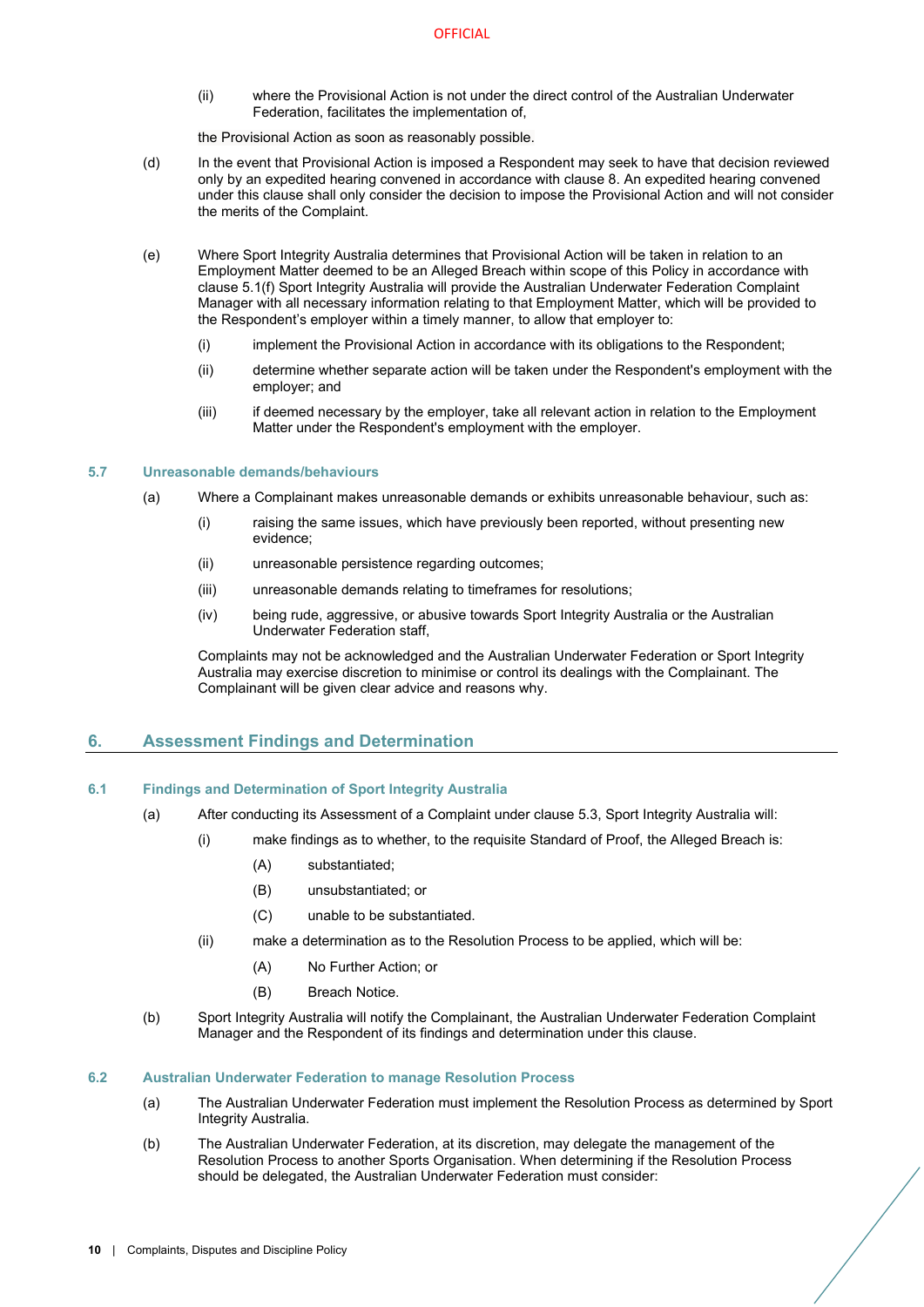(ii) where the Provisional Action is not under the direct control of the Australian Underwater Federation, facilitates the implementation of,

the Provisional Action as soon as reasonably possible.

(d) In the event that Provisional Action is imposed a Respondent may seek to have that decision reviewed only by an expedited hearing convened in accordance with clause 8. An expedited hearing convened under this clause shall only consider the decision to impose the Provisional Action and will not consider the merits of the Complaint.

(e) Where Sport Integrity Australia determines that Provisional Action will be taken in relation to an Employment Matter deemed to be an Alleged Breach within scope of this Policy in accordance with clause 5.1(f) Sport Integrity Australia will provide the Australian Underwater Federation Complaint Manager with all necessary information relating to that Employment Matter, which will be provided to the Respondent's employer within a timely manner, to allow that employer to:

(i) implement the Provisional Action in accordance with its obligations to the Respondent;

(ii) determine whether separate action will be taken under the Respondent's employment with the employer; and

(iii) if deemed necessary by the employer, take all relevant action in relation to the Employment Matter under the Respondent's employment with the employer.

### 5.7 Unreasonable demands/behaviours

(a) Where a Complainant makes unreasonable demands or exhibits unreasonable behaviour, such as:

(i) raising the same issues, which have previously been reported, without presenting new evidence;

(ii) unreasonable persistence regarding outcomes;

(iii) unreasonable demands relating to timeframes for resolutions;

(iv) being rude, aggressive, or abusive towards Sport Integrity Australia or the Australian Underwater Federation staff,

Complaints may not be acknowledged and the Australian Underwater Federation or Sport Integrity Australia may exercise discretion to minimise or control its dealings with the Complainant. The Complainant will be given clear advice and reasons why.

## 6. Assessment Findings and Determination

### 6.1 Findings and Determination of Sport Integrity Australia

(a) After conducting its Assessment of a Complaint under clause 5.3, Sport Integrity Australia will:

(i) make findings as to whether, to the requisite Standard of Proof, the Alleged Breach is:

(A) substantiated;

(B) unsubstantiated; or

(C) unable to be substantiated.

(ii) make a determination as to the Resolution Process to be applied, which will be:

(A) No Further Action; or

(B) Breach Notice.

(b) Sport Integrity Australia will notify the Complainant, the Australian Underwater Federation Complaint Manager and the Respondent of its findings and determination under this clause.

### 6.2 Australian Underwater Federation to manage Resolution Process

(a) The Australian Underwater Federation must implement the Resolution Process as determined by Sport Integrity Australia.

(b) The Australian Underwater Federation, at its discretion, may delegate the management of the Resolution Process to another Sports Organisation. When determining if the Resolution Process should be delegated, the Australian Underwater Federation must consider: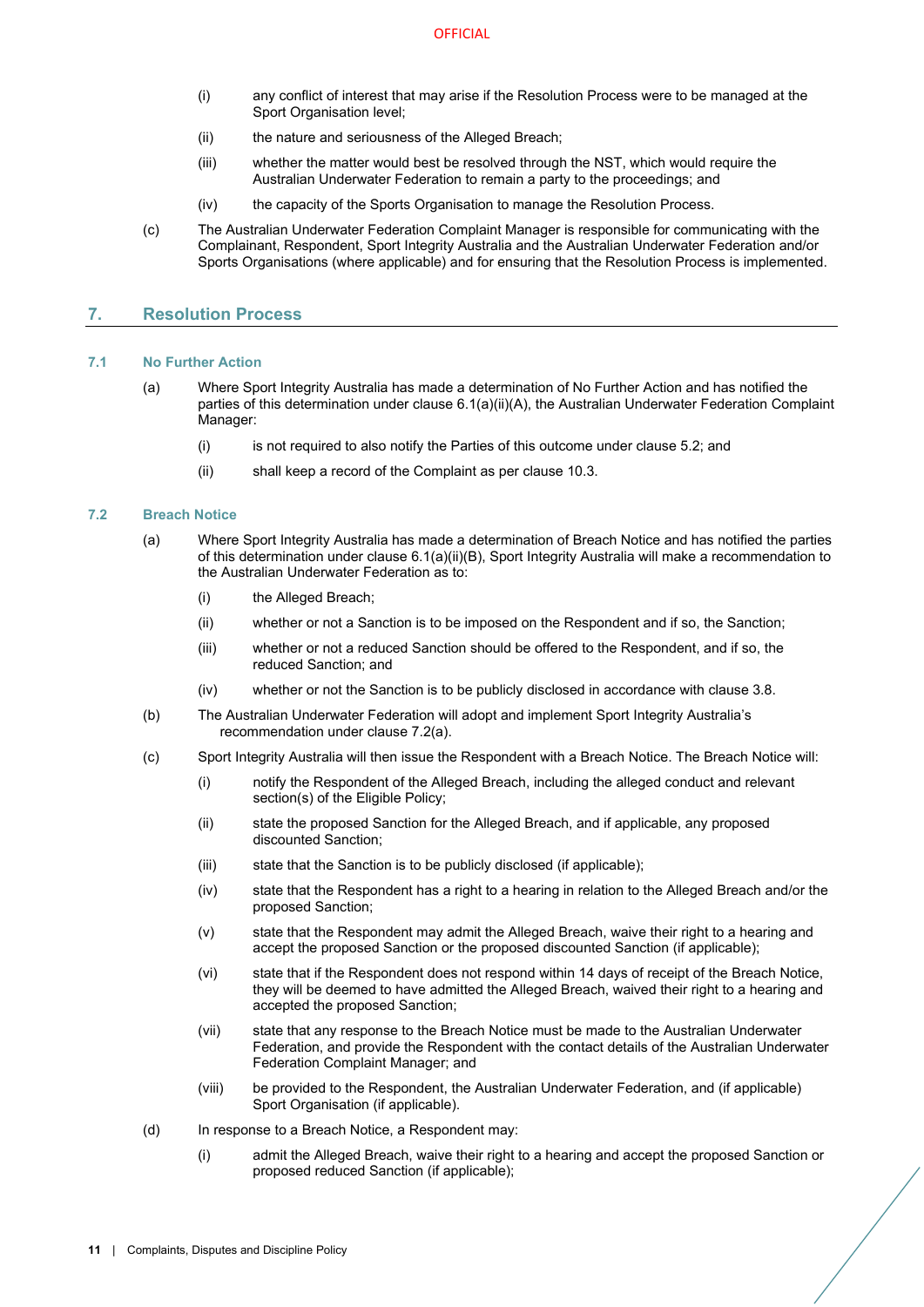(i) any conflict of interest that may arise if the Resolution Process were to be managed at the Sport Organisation level;

(ii) the nature and seriousness of the Alleged Breach;

(iii) whether the matter would best be resolved through the NST, which would require the Australian Underwater Federation to remain a party to the proceedings; and

(iv) the capacity of the Sports Organisation to manage the Resolution Process.

(c) The Australian Underwater Federation Complaint Manager is responsible for communicating with the Complainant, Respondent, Sport Integrity Australia and the Australian Underwater Federation and/or Sports Organisations (where applicable) and for ensuring that the Resolution Process is implemented.

## 7. Resolution Process

### 7.1 No Further Action

(a) Where Sport Integrity Australia has made a determination of No Further Action and has notified the parties of this determination under clause 6.1(a)(ii)(A), the Australian Underwater Federation Complaint Manager:

(i) is not required to also notify the Parties of this outcome under clause 5.2; and

(ii) shall keep a record of the Complaint as per clause 10.3.

### 7.2 Breach Notice

(a) Where Sport Integrity Australia has made a determination of Breach Notice and has notified the parties of this determination under clause 6.1(a)(ii)(B), Sport Integrity Australia will make a recommendation to the Australian Underwater Federation as to:

(i) the Alleged Breach;

(ii) whether or not a Sanction is to be imposed on the Respondent and if so, the Sanction;

(iii) whether or not a reduced Sanction should be offered to the Respondent, and if so, the reduced Sanction; and

(iv) whether or not the Sanction is to be publicly disclosed in accordance with clause 3.8.

(b) The Australian Underwater Federation will adopt and implement Sport Integrity Australia's recommendation under clause 7.2(a).

(c) Sport Integrity Australia will then issue the Respondent with a Breach Notice. The Breach Notice will:

(i) notify the Respondent of the Alleged Breach, including the alleged conduct and relevant section(s) of the Eligible Policy;

(ii) state the proposed Sanction for the Alleged Breach, and if applicable, any proposed discounted Sanction;

(iii) state that the Sanction is to be publicly disclosed (if applicable);

(iv) state that the Respondent has a right to a hearing in relation to the Alleged Breach and/or the proposed Sanction;

(v) state that the Respondent may admit the Alleged Breach, waive their right to a hearing and accept the proposed Sanction or the proposed discounted Sanction (if applicable);

(vi) state that if the Respondent does not respond within 14 days of receipt of the Breach Notice, they will be deemed to have admitted the Alleged Breach, waived their right to a hearing and accepted the proposed Sanction;

(vii) state that any response to the Breach Notice must be made to the Australian Underwater Federation, and provide the Respondent with the contact details of the Australian Underwater Federation Complaint Manager; and

(viii) be provided to the Respondent, the Australian Underwater Federation, and (if applicable) Sport Organisation (if applicable).

(d) In response to a Breach Notice, a Respondent may:

(i) admit the Alleged Breach, waive their right to a hearing and accept the proposed Sanction or proposed reduced Sanction (if applicable);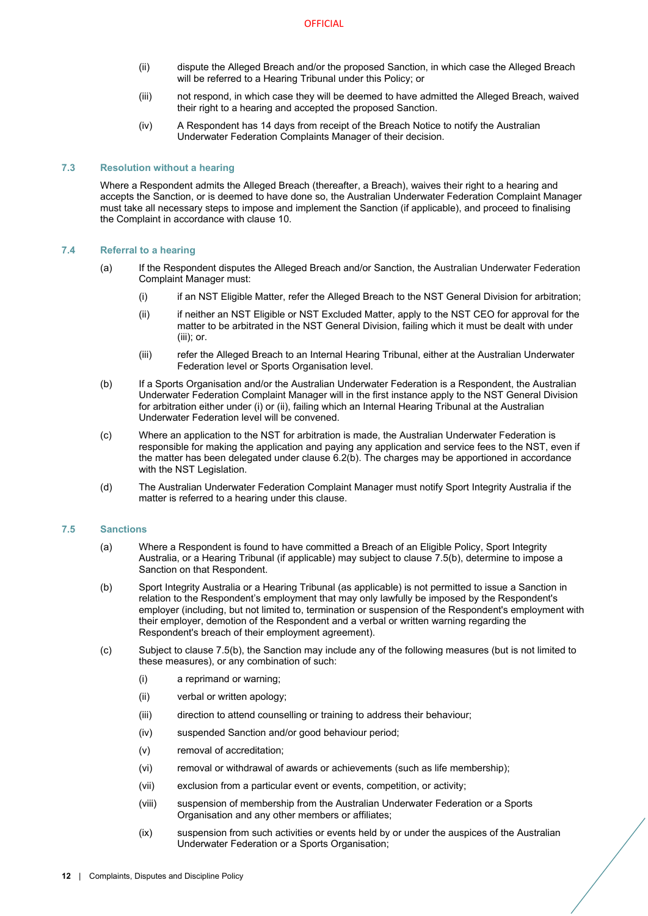(ii) dispute the Alleged Breach and/or the proposed Sanction, in which case the Alleged Breach will be referred to a Hearing Tribunal under this Policy; or

(iii) not respond, in which case they will be deemed to have admitted the Alleged Breach, waived their right to a hearing and accepted the proposed Sanction.

(iv) A Respondent has 14 days from receipt of the Breach Notice to notify the Australian Underwater Federation Complaints Manager of their decision.

### 7.3 Resolution without a hearing

Where a Respondent admits the Alleged Breach (thereafter, a Breach), waives their right to a hearing and accepts the Sanction, or is deemed to have done so, the Australian Underwater Federation Complaint Manager must take all necessary steps to impose and implement the Sanction (if applicable), and proceed to finalising the Complaint in accordance with clause 10.

### 7.4 Referral to a hearing

(a) If the Respondent disputes the Alleged Breach and/or Sanction, the Australian Underwater Federation Complaint Manager must:

(i) if an NST Eligible Matter, refer the Alleged Breach to the NST General Division for arbitration;

(ii) if neither an NST Eligible or NST Excluded Matter, apply to the NST CEO for approval for the matter to be arbitrated in the NST General Division, failing which it must be dealt with under (iii); or.

(iii) refer the Alleged Breach to an Internal Hearing Tribunal, either at the Australian Underwater Federation level or Sports Organisation level.

(b) If a Sports Organisation and/or the Australian Underwater Federation is a Respondent, the Australian Underwater Federation Complaint Manager will in the first instance apply to the NST General Division for arbitration either under (i) or (ii), failing which an Internal Hearing Tribunal at the Australian Underwater Federation level will be convened.

(c) Where an application to the NST for arbitration is made, the Australian Underwater Federation is responsible for making the application and paying any application and service fees to the NST, even if the matter has been delegated under clause 6.2(b). The charges may be apportioned in accordance with the NST Legislation.

(d) The Australian Underwater Federation Complaint Manager must notify Sport Integrity Australia if the matter is referred to a hearing under this clause.

### 7.5 Sanctions

(a) Where a Respondent is found to have committed a Breach of an Eligible Policy, Sport Integrity Australia, or a Hearing Tribunal (if applicable) may subject to clause 7.5(b), determine to impose a Sanction on that Respondent.

(b) Sport Integrity Australia or a Hearing Tribunal (as applicable) is not permitted to issue a Sanction in relation to the Respondent's employment that may only lawfully be imposed by the Respondent's employer (including, but not limited to, termination or suspension of the Respondent's employment with their employer, demotion of the Respondent and a verbal or written warning regarding the Respondent's breach of their employment agreement).

(c) Subject to clause 7.5(b), the Sanction may include any of the following measures (but is not limited to these measures), or any combination of such:

(i) a reprimand or warning;

(ii) verbal or written apology;

(iii) direction to attend counselling or training to address their behaviour;

(iv) suspended Sanction and/or good behaviour period;

(v) removal of accreditation;

(vi) removal or withdrawal of awards or achievements (such as life membership);

(vii) exclusion from a particular event or events, competition, or activity;

(viii) suspension of membership from the Australian Underwater Federation or a Sports Organisation and any other members or affiliates;

(ix) suspension from such activities or events held by or under the auspices of the Australian Underwater Federation or a Sports Organisation;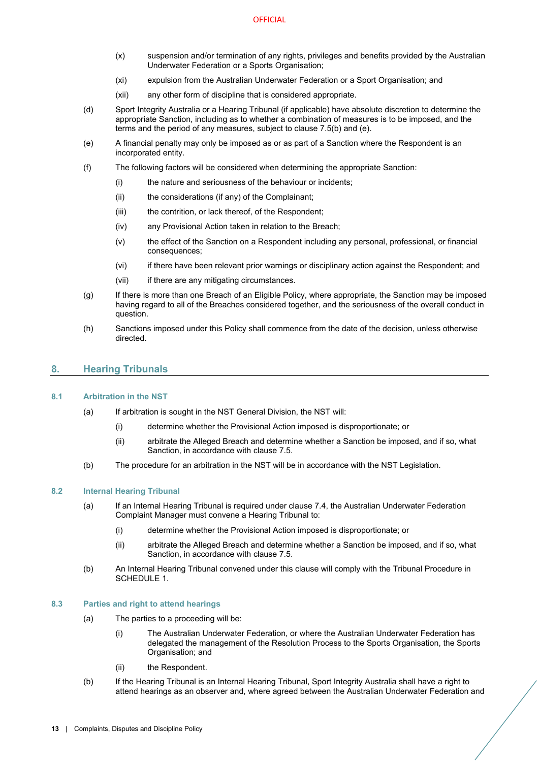(x) suspension and/or termination of any rights, privileges and benefits provided by the Australian Underwater Federation or a Sports Organisation;

(xi) expulsion from the Australian Underwater Federation or a Sport Organisation; and

(xii) any other form of discipline that is considered appropriate.

(d) Sport Integrity Australia or a Hearing Tribunal (if applicable) have absolute discretion to determine the appropriate Sanction, including as to whether a combination of measures is to be imposed, and the terms and the period of any measures, subject to clause 7.5(b) and (e).

(e) A financial penalty may only be imposed as or as part of a Sanction where the Respondent is an incorporated entity.

(f) The following factors will be considered when determining the appropriate Sanction:

(i) the nature and seriousness of the behaviour or incidents;

(ii) the considerations (if any) of the Complainant;

(iii) the contrition, or lack thereof, of the Respondent;

(iv) any Provisional Action taken in relation to the Breach;

(v) the effect of the Sanction on a Respondent including any personal, professional, or financial consequences;

(vi) if there have been relevant prior warnings or disciplinary action against the Respondent; and

(vii) if there are any mitigating circumstances.

(g) If there is more than one Breach of an Eligible Policy, where appropriate, the Sanction may be imposed having regard to all of the Breaches considered together, and the seriousness of the overall conduct in question.

(h) Sanctions imposed under this Policy shall commence from the date of the decision, unless otherwise directed.

## 8. Hearing Tribunals

### 8.1 Arbitration in the NST

(a) If arbitration is sought in the NST General Division, the NST will:

(i) determine whether the Provisional Action imposed is disproportionate; or

(ii) arbitrate the Alleged Breach and determine whether a Sanction be imposed, and if so, what Sanction, in accordance with clause 7.5.

(b) The procedure for an arbitration in the NST will be in accordance with the NST Legislation.

### 8.2 Internal Hearing Tribunal

(a) If an Internal Hearing Tribunal is required under clause 7.4, the Australian Underwater Federation Complaint Manager must convene a Hearing Tribunal to:

(i) determine whether the Provisional Action imposed is disproportionate; or

(ii) arbitrate the Alleged Breach and determine whether a Sanction be imposed, and if so, what Sanction, in accordance with clause 7.5.

(b) An Internal Hearing Tribunal convened under this clause will comply with the Tribunal Procedure in SCHEDULE 1.

### 8.3 Parties and right to attend hearings

(a) The parties to a proceeding will be:

(i) The Australian Underwater Federation, or where the Australian Underwater Federation has delegated the management of the Resolution Process to the Sports Organisation, the Sports Organisation; and

(ii) the Respondent.

(b) If the Hearing Tribunal is an Internal Hearing Tribunal, Sport Integrity Australia shall have a right to attend hearings as an observer and, where agreed between the Australian Underwater Federation and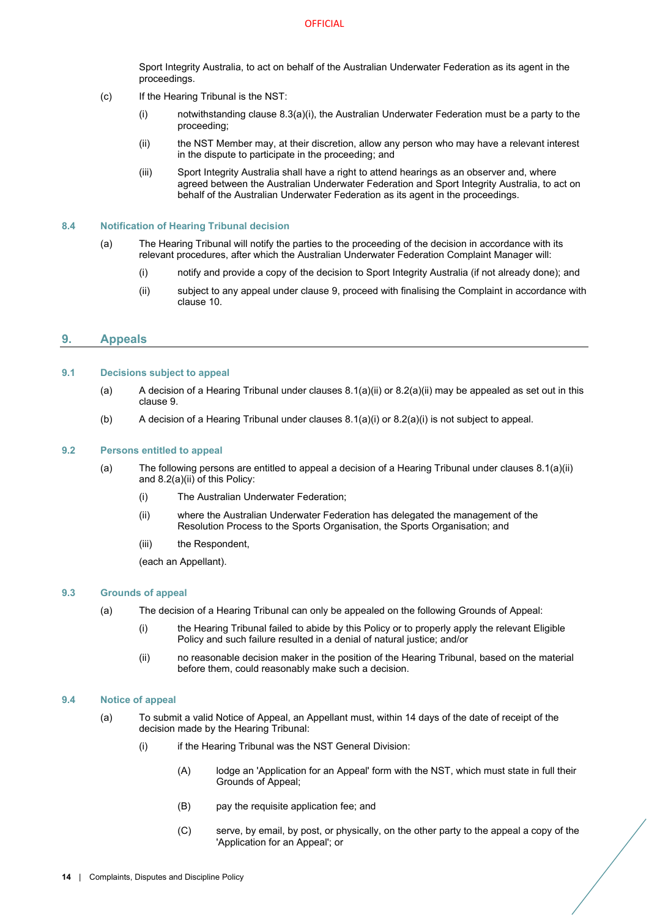Sport Integrity Australia, to act on behalf of the Australian Underwater Federation as its agent in the proceedings.

(c) If the Hearing Tribunal is the NST:

(i) notwithstanding clause 8.3(a)(i), the Australian Underwater Federation must be a party to the proceeding;

(ii) the NST Member may, at their discretion, allow any person who may have a relevant interest in the dispute to participate in the proceeding; and

(iii) Sport Integrity Australia shall have a right to attend hearings as an observer and, where agreed between the Australian Underwater Federation and Sport Integrity Australia, to act on behalf of the Australian Underwater Federation as its agent in the proceedings.

### 8.4 Notification of Hearing Tribunal decision

(a) The Hearing Tribunal will notify the parties to the proceeding of the decision in accordance with its relevant procedures, after which the Australian Underwater Federation Complaint Manager will:

(i) notify and provide a copy of the decision to Sport Integrity Australia (if not already done); and

(ii) subject to any appeal under clause 9, proceed with finalising the Complaint in accordance with clause 10.

## 9. Appeals

### 9.1 Decisions subject to appeal

(a) A decision of a Hearing Tribunal under clauses 8.1(a)(ii) or 8.2(a)(ii) may be appealed as set out in this clause 9.

(b) A decision of a Hearing Tribunal under clauses 8.1(a)(i) or 8.2(a)(i) is not subject to appeal.

### 9.2 Persons entitled to appeal

(a) The following persons are entitled to appeal a decision of a Hearing Tribunal under clauses 8.1(a)(ii) and 8.2(a)(ii) of this Policy:

(i) The Australian Underwater Federation;

(ii) where the Australian Underwater Federation has delegated the management of the Resolution Process to the Sports Organisation, the Sports Organisation; and

(iii) the Respondent,

(each an Appellant).

### 9.3 Grounds of appeal

(a) The decision of a Hearing Tribunal can only be appealed on the following Grounds of Appeal:

(i) the Hearing Tribunal failed to abide by this Policy or to properly apply the relevant Eligible Policy and such failure resulted in a denial of natural justice; and/or

(ii) no reasonable decision maker in the position of the Hearing Tribunal, based on the material before them, could reasonably make such a decision.

### 9.4 Notice of appeal

(a) To submit a valid Notice of Appeal, an Appellant must, within 14 days of the date of receipt of the decision made by the Hearing Tribunal:

(i) if the Hearing Tribunal was the NST General Division:

(A) lodge an 'Application for an Appeal' form with the NST, which must state in full their Grounds of Appeal;

(B) pay the requisite application fee; and

(C) serve, by email, by post, or physically, on the other party to the appeal a copy of the 'Application for an Appeal'; or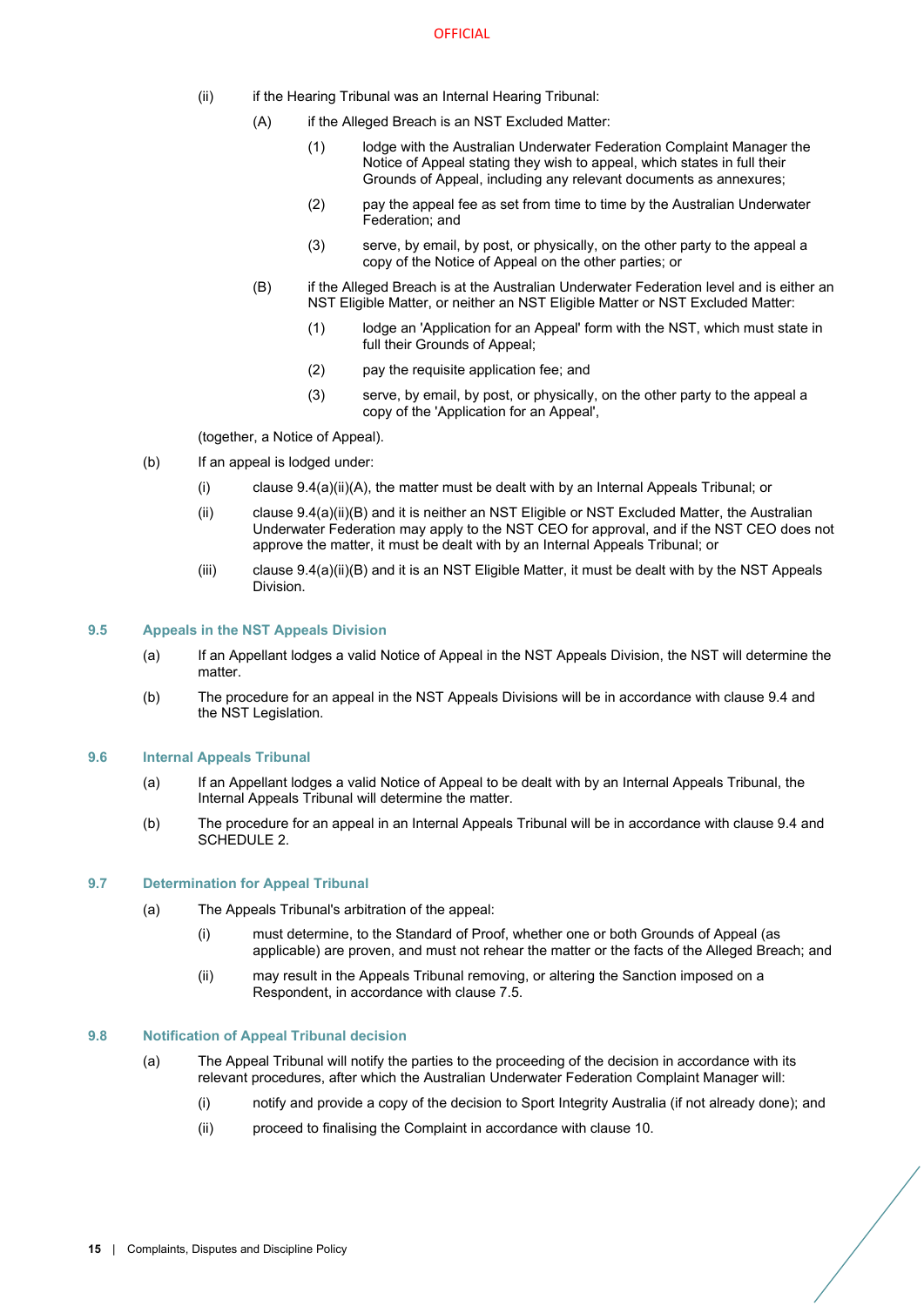(ii) if the Hearing Tribunal was an Internal Hearing Tribunal:

(A) if the Alleged Breach is an NST Excluded Matter:

(1) lodge with the Australian Underwater Federation Complaint Manager the Notice of Appeal stating they wish to appeal, which states in full their Grounds of Appeal, including any relevant documents as annexures;

(2) pay the appeal fee as set from time to time by the Australian Underwater Federation; and

(3) serve, by email, by post, or physically, on the other party to the appeal a copy of the Notice of Appeal on the other parties; or

(B) if the Alleged Breach is at the Australian Underwater Federation level and is either an NST Eligible Matter, or neither an NST Eligible Matter or NST Excluded Matter:

(1) lodge an 'Application for an Appeal' form with the NST, which must state in full their Grounds of Appeal;

(2) pay the requisite application fee; and

(3) serve, by email, by post, or physically, on the other party to the appeal a copy of the 'Application for an Appeal',

(together, a Notice of Appeal).

(b) If an appeal is lodged under:

(i) clause 9.4(a)(ii)(A), the matter must be dealt with by an Internal Appeals Tribunal; or

(ii) clause 9.4(a)(ii)(B) and it is neither an NST Eligible or NST Excluded Matter, the Australian Underwater Federation may apply to the NST CEO for approval, and if the NST CEO does not approve the matter, it must be dealt with by an Internal Appeals Tribunal; or

(iii) clause 9.4(a)(ii)(B) and it is an NST Eligible Matter, it must be dealt with by the NST Appeals Division.

### 9.5 Appeals in the NST Appeals Division

(a) If an Appellant lodges a valid Notice of Appeal in the NST Appeals Division, the NST will determine the matter.

(b) The procedure for an appeal in the NST Appeals Divisions will be in accordance with clause 9.4 and the NST Legislation.

### 9.6 Internal Appeals Tribunal

(a) If an Appellant lodges a valid Notice of Appeal to be dealt with by an Internal Appeals Tribunal, the Internal Appeals Tribunal will determine the matter.

(b) The procedure for an appeal in an Internal Appeals Tribunal will be in accordance with clause 9.4 and SCHEDULE 2.

### 9.7 Determination for Appeal Tribunal

(a) The Appeals Tribunal's arbitration of the appeal:

(i) must determine, to the Standard of Proof, whether one or both Grounds of Appeal (as applicable) are proven, and must not rehear the matter or the facts of the Alleged Breach; and

(ii) may result in the Appeals Tribunal removing, or altering the Sanction imposed on a Respondent, in accordance with clause 7.5.

### 9.8 Notification of Appeal Tribunal decision

(a) The Appeal Tribunal will notify the parties to the proceeding of the decision in accordance with its relevant procedures, after which the Australian Underwater Federation Complaint Manager will:

(i) notify and provide a copy of the decision to Sport Integrity Australia (if not already done); and

(ii) proceed to finalising the Complaint in accordance with clause 10.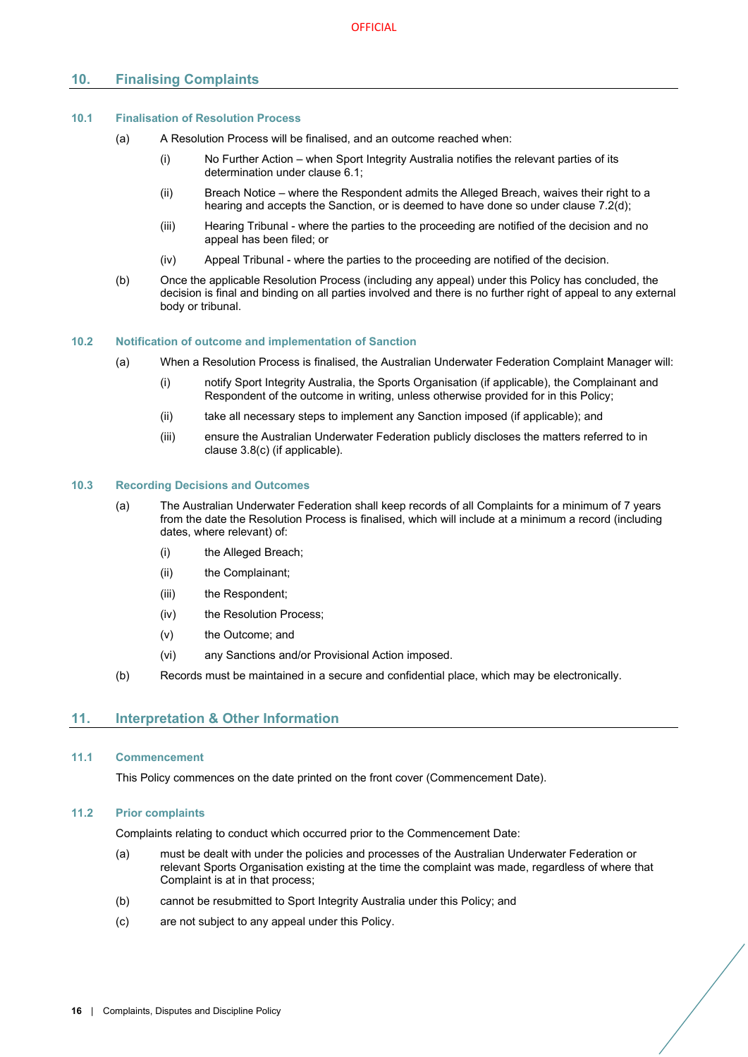## 10. Finalising Complaints

### 10.1 Finalisation of Resolution Process

(a) A Resolution Process will be finalised, and an outcome reached when:

(i) No Further Action – when Sport Integrity Australia notifies the relevant parties of its determination under clause 6.1;

(ii) Breach Notice – where the Respondent admits the Alleged Breach, waives their right to a hearing and accepts the Sanction, or is deemed to have done so under clause 7.2(d);

(iii) Hearing Tribunal - where the parties to the proceeding are notified of the decision and no appeal has been filed; or

(iv) Appeal Tribunal - where the parties to the proceeding are notified of the decision.

(b) Once the applicable Resolution Process (including any appeal) under this Policy has concluded, the decision is final and binding on all parties involved and there is no further right of appeal to any external body or tribunal.

### 10.2 Notification of outcome and implementation of Sanction

(a) When a Resolution Process is finalised, the Australian Underwater Federation Complaint Manager will:

(i) notify Sport Integrity Australia, the Sports Organisation (if applicable), the Complainant and Respondent of the outcome in writing, unless otherwise provided for in this Policy;

(ii) take all necessary steps to implement any Sanction imposed (if applicable); and

(iii) ensure the Australian Underwater Federation publicly discloses the matters referred to in clause 3.8(c) (if applicable).

### 10.3 Recording Decisions and Outcomes

(a) The Australian Underwater Federation shall keep records of all Complaints for a minimum of 7 years from the date the Resolution Process is finalised, which will include at a minimum a record (including dates, where relevant) of:

(i) the Alleged Breach;

(ii) the Complainant;

(iii) the Respondent;

(iv) the Resolution Process;

(v) the Outcome; and

(vi) any Sanctions and/or Provisional Action imposed.

(b) Records must be maintained in a secure and confidential place, which may be electronically.

## 11. Interpretation & Other Information

### 11.1 Commencement

This Policy commences on the date printed on the front cover (Commencement Date).

### 11.2 Prior complaints

Complaints relating to conduct which occurred prior to the Commencement Date:

(a) must be dealt with under the policies and processes of the Australian Underwater Federation or relevant Sports Organisation existing at the time the complaint was made, regardless of where that Complaint is at in that process;

(b) cannot be resubmitted to Sport Integrity Australia under this Policy; and

(c) are not subject to any appeal under this Policy.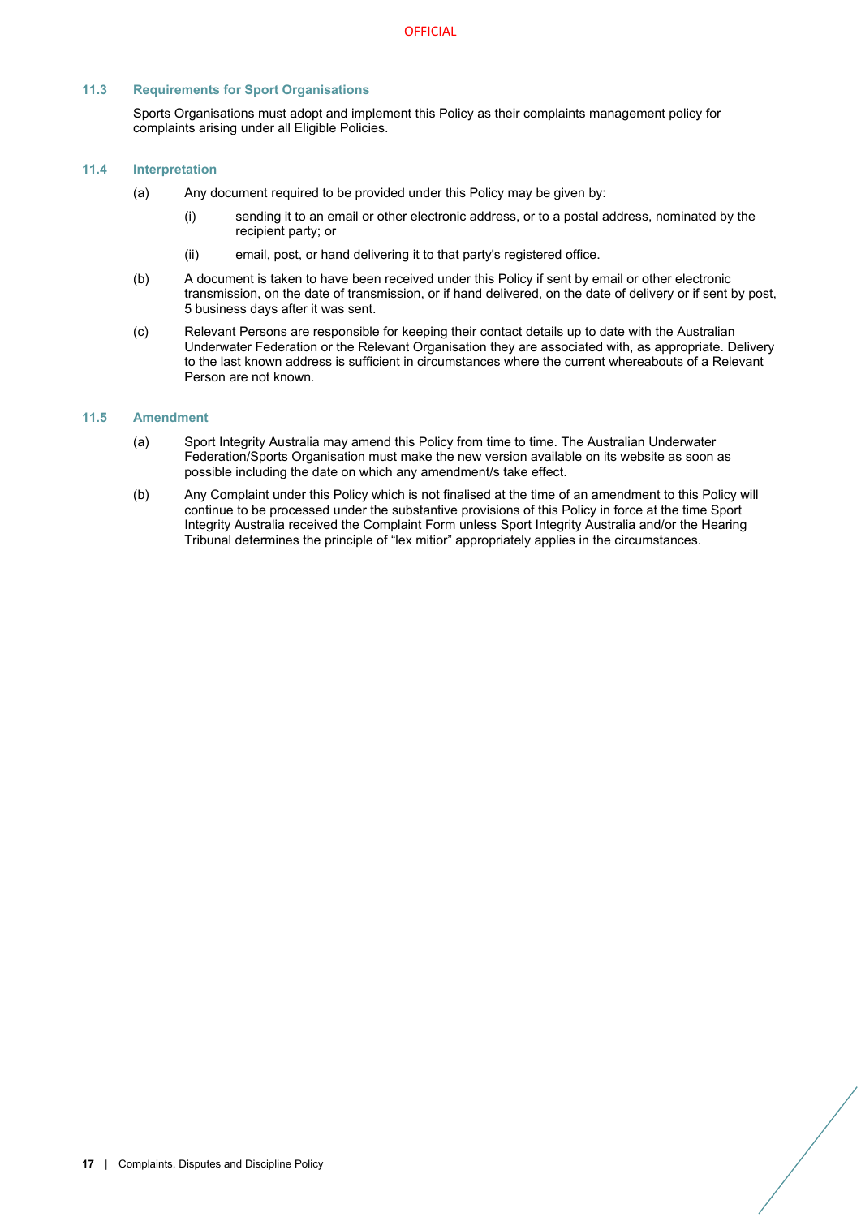### 11.3 Requirements for Sport Organisations

Sports Organisations must adopt and implement this Policy as their complaints management policy for complaints arising under all Eligible Policies.

### 11.4 Interpretation

(a) Any document required to be provided under this Policy may be given by:

   (i) sending it to an email or other electronic address, or to a postal address, nominated by the recipient party; or

   (ii) email, post, or hand delivering it to that party's registered office.

(b) A document is taken to have been received under this Policy if sent by email or other electronic transmission, on the date of transmission, or if hand delivered, on the date of delivery or if sent by post, 5 business days after it was sent.

(c) Relevant Persons are responsible for keeping their contact details up to date with the Australian Underwater Federation or the Relevant Organisation they are associated with, as appropriate. Delivery to the last known address is sufficient in circumstances where the current whereabouts of a Relevant Person are not known.

### 11.5 Amendment

(a) Sport Integrity Australia may amend this Policy from time to time. The Australian Underwater Federation/Sports Organisation must make the new version available on its website as soon as possible including the date on which any amendment/s take effect.

(b) Any Complaint under this Policy which is not finalised at the time of an amendment to this Policy will continue to be processed under the substantive provisions of this Policy in force at the time Sport Integrity Australia received the Complaint Form unless Sport Integrity Australia and/or the Hearing Tribunal determines the principle of "lex mitior" appropriately applies in the circumstances.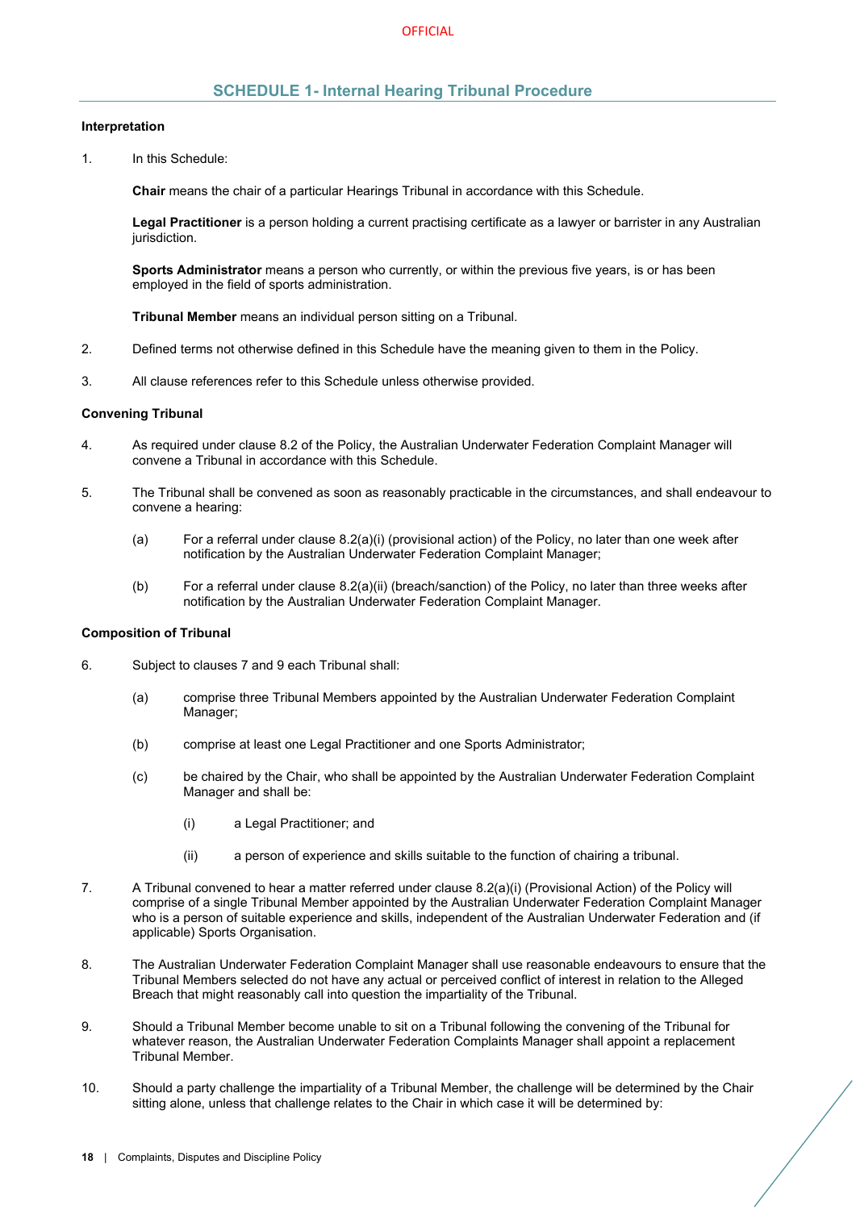## SCHEDULE 1- Internal Hearing Tribunal Procedure

**Interpretation**

1. In this Schedule:

   **Chair** means the chair of a particular Hearings Tribunal in accordance with this Schedule.

   **Legal Practitioner** is a person holding a current practising certificate as a lawyer or barrister in any Australian jurisdiction.

   **Sports Administrator** means a person who currently, or within the previous five years, is or has been employed in the field of sports administration.

   **Tribunal Member** means an individual person sitting on a Tribunal.

2. Defined terms not otherwise defined in this Schedule have the meaning given to them in the Policy.

3. All clause references refer to this Schedule unless otherwise provided.

**Convening Tribunal**

4. As required under clause 8.2 of the Policy, the Australian Underwater Federation Complaint Manager will convene a Tribunal in accordance with this Schedule.

5. The Tribunal shall be convened as soon as reasonably practicable in the circumstances, and shall endeavour to convene a hearing:

   (a) For a referral under clause 8.2(a)(i) (provisional action) of the Policy, no later than one week after notification by the Australian Underwater Federation Complaint Manager;

   (b) For a referral under clause 8.2(a)(ii) (breach/sanction) of the Policy, no later than three weeks after notification by the Australian Underwater Federation Complaint Manager.

**Composition of Tribunal**

6. Subject to clauses 7 and 9 each Tribunal shall:

   (a) comprise three Tribunal Members appointed by the Australian Underwater Federation Complaint Manager;

   (b) comprise at least one Legal Practitioner and one Sports Administrator;

   (c) be chaired by the Chair, who shall be appointed by the Australian Underwater Federation Complaint Manager and shall be:

      (i) a Legal Practitioner; and

      (ii) a person of experience and skills suitable to the function of chairing a tribunal.

7. A Tribunal convened to hear a matter referred under clause 8.2(a)(i) (Provisional Action) of the Policy will comprise of a single Tribunal Member appointed by the Australian Underwater Federation Complaint Manager who is a person of suitable experience and skills, independent of the Australian Underwater Federation and (if applicable) Sports Organisation.

8. The Australian Underwater Federation Complaint Manager shall use reasonable endeavours to ensure that the Tribunal Members selected do not have any actual or perceived conflict of interest in relation to the Alleged Breach that might reasonably call into question the impartiality of the Tribunal.

9. Should a Tribunal Member become unable to sit on a Tribunal following the convening of the Tribunal for whatever reason, the Australian Underwater Federation Complaints Manager shall appoint a replacement Tribunal Member.

10. Should a party challenge the impartiality of a Tribunal Member, the challenge will be determined by the Chair sitting alone, unless that challenge relates to the Chair in which case it will be determined by: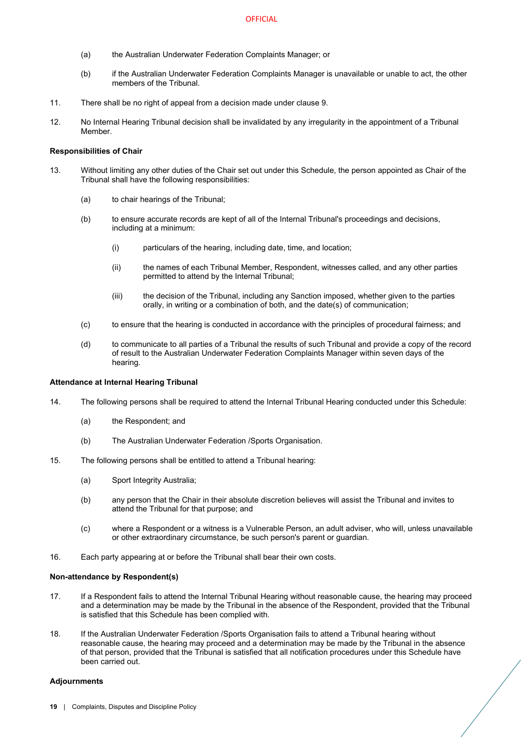(a) the Australian Underwater Federation Complaints Manager; or

(b) if the Australian Underwater Federation Complaints Manager is unavailable or unable to act, the other members of the Tribunal.

11. There shall be no right of appeal from a decision made under clause 9.

12. No Internal Hearing Tribunal decision shall be invalidated by any irregularity in the appointment of a Tribunal Member.

**Responsibilities of Chair**

13. Without limiting any other duties of the Chair set out under this Schedule, the person appointed as Chair of the Tribunal shall have the following responsibilities:

    (a) to chair hearings of the Tribunal;

    (b) to ensure accurate records are kept of all of the Internal Tribunal's proceedings and decisions, including at a minimum:

        (i) particulars of the hearing, including date, time, and location;

        (ii) the names of each Tribunal Member, Respondent, witnesses called, and any other parties permitted to attend by the Internal Tribunal;

        (iii) the decision of the Tribunal, including any Sanction imposed, whether given to the parties orally, in writing or a combination of both, and the date(s) of communication;

    (c) to ensure that the hearing is conducted in accordance with the principles of procedural fairness; and

    (d) to communicate to all parties of a Tribunal the results of such Tribunal and provide a copy of the record of result to the Australian Underwater Federation Complaints Manager within seven days of the hearing.

**Attendance at Internal Hearing Tribunal**

14. The following persons shall be required to attend the Internal Tribunal Hearing conducted under this Schedule:

    (a) the Respondent; and

    (b) The Australian Underwater Federation /Sports Organisation.

15. The following persons shall be entitled to attend a Tribunal hearing:

    (a) Sport Integrity Australia;

    (b) any person that the Chair in their absolute discretion believes will assist the Tribunal and invites to attend the Tribunal for that purpose; and

    (c) where a Respondent or a witness is a Vulnerable Person, an adult adviser, who will, unless unavailable or other extraordinary circumstance, be such person's parent or guardian.

16. Each party appearing at or before the Tribunal shall bear their own costs.

**Non-attendance by Respondent(s)**

17. If a Respondent fails to attend the Internal Tribunal Hearing without reasonable cause, the hearing may proceed and a determination may be made by the Tribunal in the absence of the Respondent, provided that the Tribunal is satisfied that this Schedule has been complied with.

18. If the Australian Underwater Federation /Sports Organisation fails to attend a Tribunal hearing without reasonable cause, the hearing may proceed and a determination may be made by the Tribunal in the absence of that person, provided that the Tribunal is satisfied that all notification procedures under this Schedule have been carried out.

**Adjournments**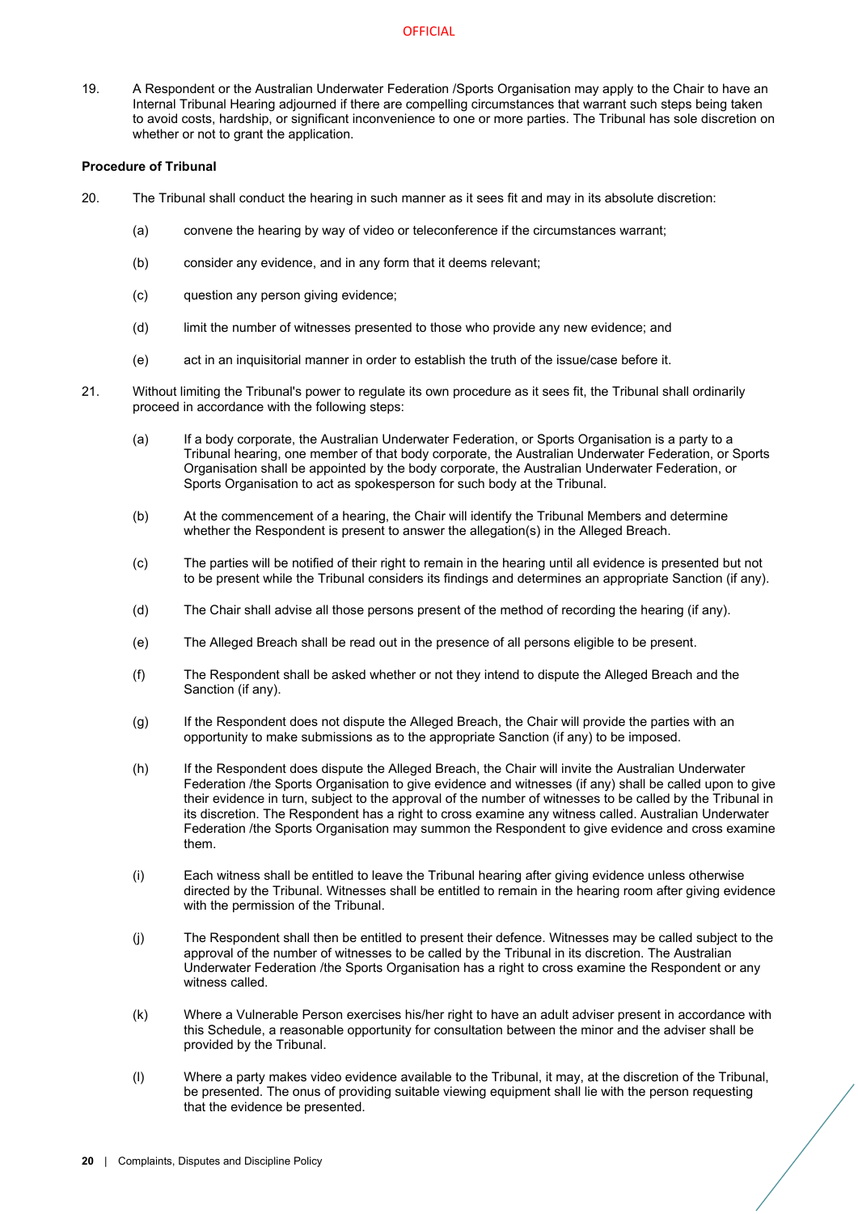19. A Respondent or the Australian Underwater Federation /Sports Organisation may apply to the Chair to have an Internal Tribunal Hearing adjourned if there are compelling circumstances that warrant such steps being taken to avoid costs, hardship, or significant inconvenience to one or more parties. The Tribunal has sole discretion on whether or not to grant the application.

**Procedure of Tribunal**

20. The Tribunal shall conduct the hearing in such manner as it sees fit and may in its absolute discretion:

    (a) convene the hearing by way of video or teleconference if the circumstances warrant;

    (b) consider any evidence, and in any form that it deems relevant;

    (c) question any person giving evidence;

    (d) limit the number of witnesses presented to those who provide any new evidence; and

    (e) act in an inquisitorial manner in order to establish the truth of the issue/case before it.

21. Without limiting the Tribunal's power to regulate its own procedure as it sees fit, the Tribunal shall ordinarily proceed in accordance with the following steps:

    (a) If a body corporate, the Australian Underwater Federation, or Sports Organisation is a party to a Tribunal hearing, one member of that body corporate, the Australian Underwater Federation, or Sports Organisation shall be appointed by the body corporate, the Australian Underwater Federation, or Sports Organisation to act as spokesperson for such body at the Tribunal.

    (b) At the commencement of a hearing, the Chair will identify the Tribunal Members and determine whether the Respondent is present to answer the allegation(s) in the Alleged Breach.

    (c) The parties will be notified of their right to remain in the hearing until all evidence is presented but not to be present while the Tribunal considers its findings and determines an appropriate Sanction (if any).

    (d) The Chair shall advise all those persons present of the method of recording the hearing (if any).

    (e) The Alleged Breach shall be read out in the presence of all persons eligible to be present.

    (f) The Respondent shall be asked whether or not they intend to dispute the Alleged Breach and the Sanction (if any).

    (g) If the Respondent does not dispute the Alleged Breach, the Chair will provide the parties with an opportunity to make submissions as to the appropriate Sanction (if any) to be imposed.

    (h) If the Respondent does dispute the Alleged Breach, the Chair will invite the Australian Underwater Federation /the Sports Organisation to give evidence and witnesses (if any) shall be called upon to give their evidence in turn, subject to the approval of the number of witnesses to be called by the Tribunal in its discretion. The Respondent has a right to cross examine any witness called. Australian Underwater Federation /the Sports Organisation may summon the Respondent to give evidence and cross examine them.

    (i) Each witness shall be entitled to leave the Tribunal hearing after giving evidence unless otherwise directed by the Tribunal. Witnesses shall be entitled to remain in the hearing room after giving evidence with the permission of the Tribunal.

    (j) The Respondent shall then be entitled to present their defence. Witnesses may be called subject to the approval of the number of witnesses to be called by the Tribunal in its discretion. The Australian Underwater Federation /the Sports Organisation has a right to cross examine the Respondent or any witness called.

    (k) Where a Vulnerable Person exercises his/her right to have an adult adviser present in accordance with this Schedule, a reasonable opportunity for consultation between the minor and the adviser shall be provided by the Tribunal.

    (l) Where a party makes video evidence available to the Tribunal, it may, at the discretion of the Tribunal, be presented. The onus of providing suitable viewing equipment shall lie with the person requesting that the evidence be presented.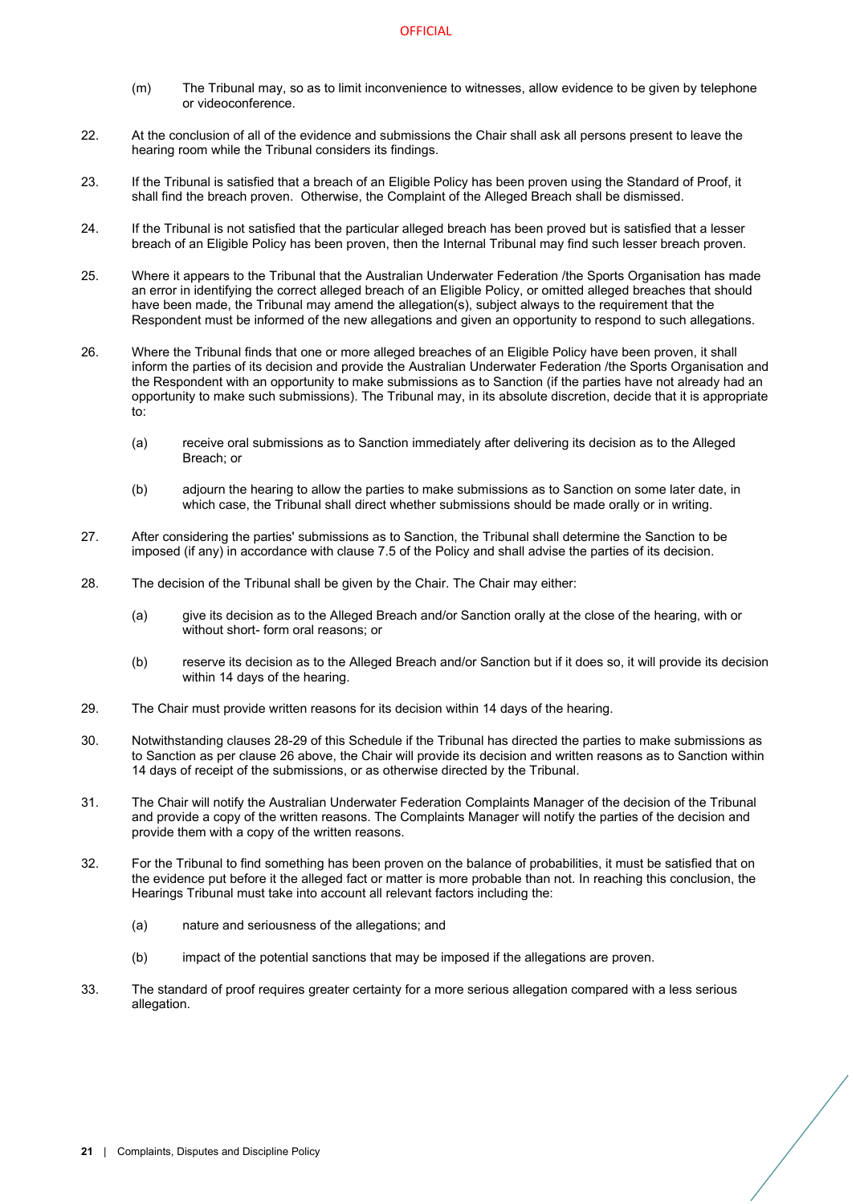(m) The Tribunal may, so as to limit inconvenience to witnesses, allow evidence to be given by telephone or videoconference.

22. At the conclusion of all of the evidence and submissions the Chair shall ask all persons present to leave the hearing room while the Tribunal considers its findings.

23. If the Tribunal is satisfied that a breach of an Eligible Policy has been proven using the Standard of Proof, it shall find the breach proven. Otherwise, the Complaint of the Alleged Breach shall be dismissed.

24. If the Tribunal is not satisfied that the particular alleged breach has been proved but is satisfied that a lesser breach of an Eligible Policy has been proven, then the Internal Tribunal may find such lesser breach proven.

25. Where it appears to the Tribunal that the Australian Underwater Federation /the Sports Organisation has made an error in identifying the correct alleged breach of an Eligible Policy, or omitted alleged breaches that should have been made, the Tribunal may amend the allegation(s), subject always to the requirement that the Respondent must be informed of the new allegations and given an opportunity to respond to such allegations.

26. Where the Tribunal finds that one or more alleged breaches of an Eligible Policy have been proven, it shall inform the parties of its decision and provide the Australian Underwater Federation /the Sports Organisation and the Respondent with an opportunity to make submissions as to Sanction (if the parties have not already had an opportunity to make such submissions). The Tribunal may, in its absolute discretion, decide that it is appropriate to:

    (a) receive oral submissions as to Sanction immediately after delivering its decision as to the Alleged Breach; or

    (b) adjourn the hearing to allow the parties to make submissions as to Sanction on some later date, in which case, the Tribunal shall direct whether submissions should be made orally or in writing.

27. After considering the parties' submissions as to Sanction, the Tribunal shall determine the Sanction to be imposed (if any) in accordance with clause 7.5 of the Policy and shall advise the parties of its decision.

28. The decision of the Tribunal shall be given by the Chair. The Chair may either:

    (a) give its decision as to the Alleged Breach and/or Sanction orally at the close of the hearing, with or without short- form oral reasons; or

    (b) reserve its decision as to the Alleged Breach and/or Sanction but if it does so, it will provide its decision within 14 days of the hearing.

29. The Chair must provide written reasons for its decision within 14 days of the hearing.

30. Notwithstanding clauses 28-29 of this Schedule if the Tribunal has directed the parties to make submissions as to Sanction as per clause 26 above, the Chair will provide its decision and written reasons as to Sanction within 14 days of receipt of the submissions, or as otherwise directed by the Tribunal.

31. The Chair will notify the Australian Underwater Federation Complaints Manager of the decision of the Tribunal and provide a copy of the written reasons. The Complaints Manager will notify the parties of the decision and provide them with a copy of the written reasons.

32. For the Tribunal to find something has been proven on the balance of probabilities, it must be satisfied that on the evidence put before it the alleged fact or matter is more probable than not. In reaching this conclusion, the Hearings Tribunal must take into account all relevant factors including the:

    (a) nature and seriousness of the allegations; and

    (b) impact of the potential sanctions that may be imposed if the allegations are proven.

33. The standard of proof requires greater certainty for a more serious allegation compared with a less serious allegation.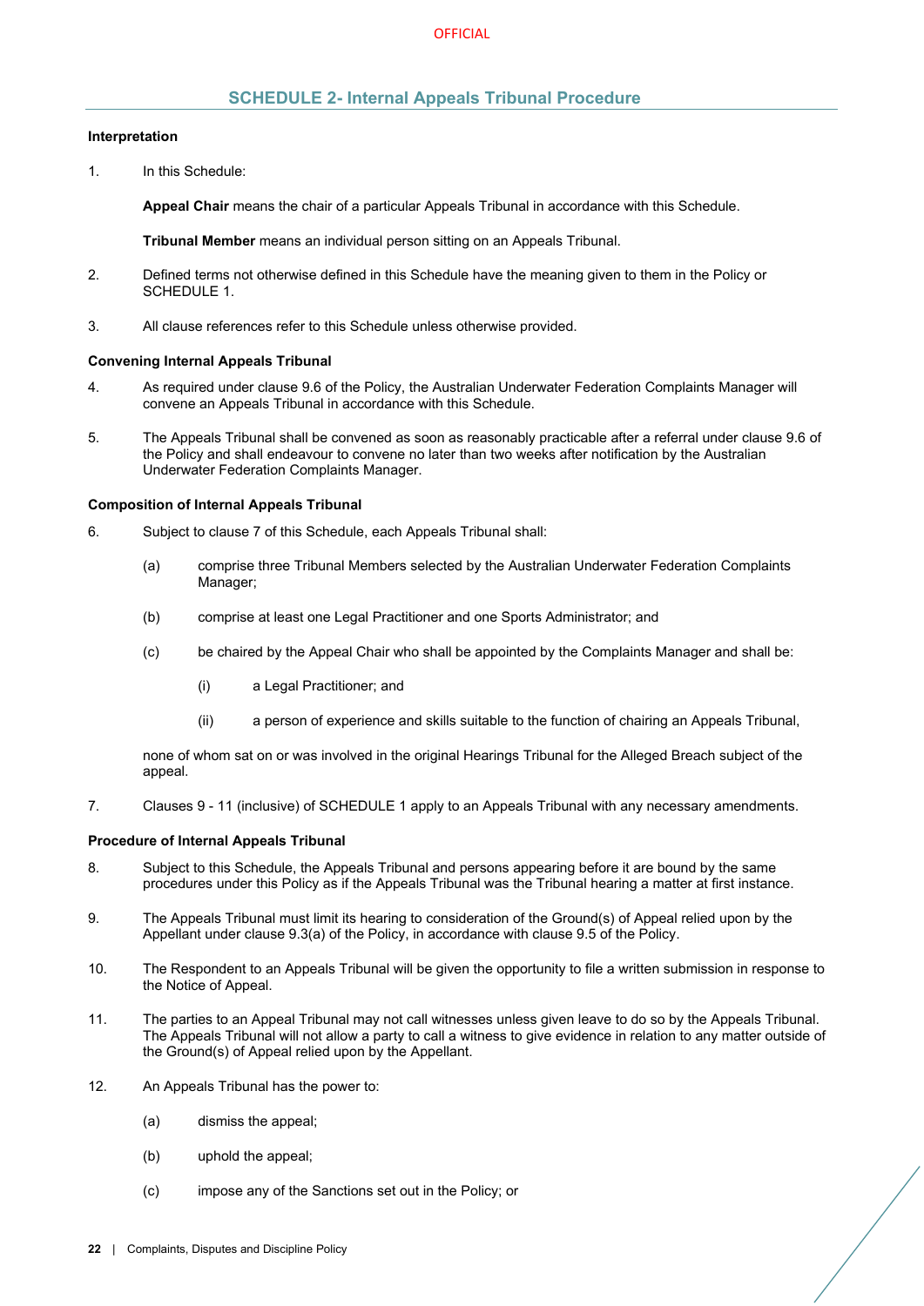## SCHEDULE 2- Internal Appeals Tribunal Procedure

**Interpretation**

1. In this Schedule:

   **Appeal Chair** means the chair of a particular Appeals Tribunal in accordance with this Schedule.

   **Tribunal Member** means an individual person sitting on an Appeals Tribunal.

2. Defined terms not otherwise defined in this Schedule have the meaning given to them in the Policy or SCHEDULE 1.

3. All clause references refer to this Schedule unless otherwise provided.

**Convening Internal Appeals Tribunal**

4. As required under clause 9.6 of the Policy, the Australian Underwater Federation Complaints Manager will convene an Appeals Tribunal in accordance with this Schedule.

5. The Appeals Tribunal shall be convened as soon as reasonably practicable after a referral under clause 9.6 of the Policy and shall endeavour to convene no later than two weeks after notification by the Australian Underwater Federation Complaints Manager.

**Composition of Internal Appeals Tribunal**

6. Subject to clause 7 of this Schedule, each Appeals Tribunal shall:

   (a) comprise three Tribunal Members selected by the Australian Underwater Federation Complaints Manager;

   (b) comprise at least one Legal Practitioner and one Sports Administrator; and

   (c) be chaired by the Appeal Chair who shall be appointed by the Complaints Manager and shall be:

      (i) a Legal Practitioner; and

      (ii) a person of experience and skills suitable to the function of chairing an Appeals Tribunal,

   none of whom sat on or was involved in the original Hearings Tribunal for the Alleged Breach subject of the appeal.

7. Clauses 9 - 11 (inclusive) of SCHEDULE 1 apply to an Appeals Tribunal with any necessary amendments.

**Procedure of Internal Appeals Tribunal**

8. Subject to this Schedule, the Appeals Tribunal and persons appearing before it are bound by the same procedures under this Policy as if the Appeals Tribunal was the Tribunal hearing a matter at first instance.

9. The Appeals Tribunal must limit its hearing to consideration of the Ground(s) of Appeal relied upon by the Appellant under clause 9.3(a) of the Policy, in accordance with clause 9.5 of the Policy.

10. The Respondent to an Appeals Tribunal will be given the opportunity to file a written submission in response to the Notice of Appeal.

11. The parties to an Appeal Tribunal may not call witnesses unless given leave to do so by the Appeals Tribunal. The Appeals Tribunal will not allow a party to call a witness to give evidence in relation to any matter outside of the Ground(s) of Appeal relied upon by the Appellant.

12. An Appeals Tribunal has the power to:

   (a) dismiss the appeal;

   (b) uphold the appeal;

   (c) impose any of the Sanctions set out in the Policy; or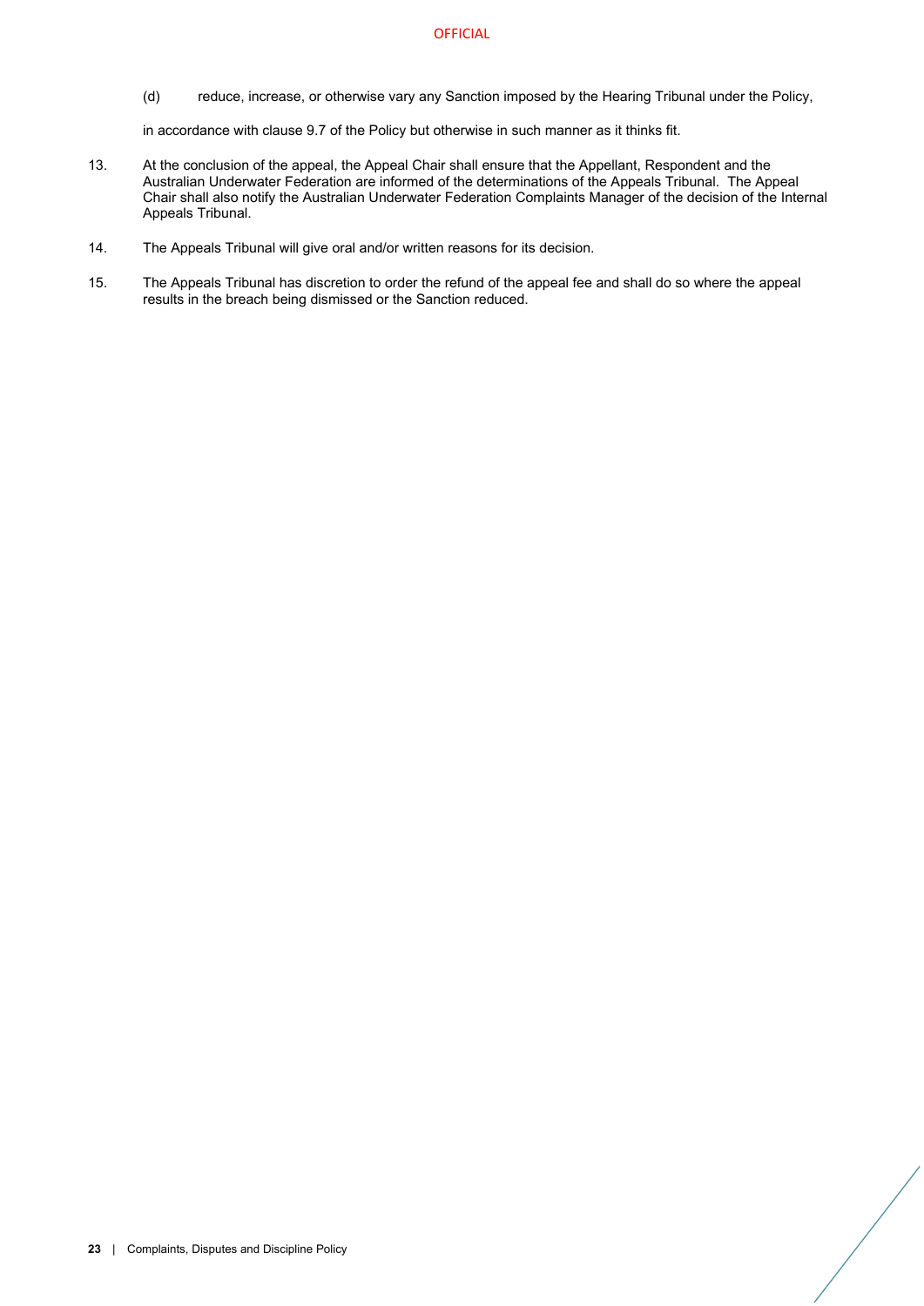(d) reduce, increase, or otherwise vary any Sanction imposed by the Hearing Tribunal under the Policy,

in accordance with clause 9.7 of the Policy but otherwise in such manner as it thinks fit.

13. At the conclusion of the appeal, the Appeal Chair shall ensure that the Appellant, Respondent and the Australian Underwater Federation are informed of the determinations of the Appeals Tribunal. The Appeal Chair shall also notify the Australian Underwater Federation Complaints Manager of the decision of the Internal Appeals Tribunal.

14. The Appeals Tribunal will give oral and/or written reasons for its decision.

15. The Appeals Tribunal has discretion to order the refund of the appeal fee and shall do so where the appeal results in the breach being dismissed or the Sanction reduced.